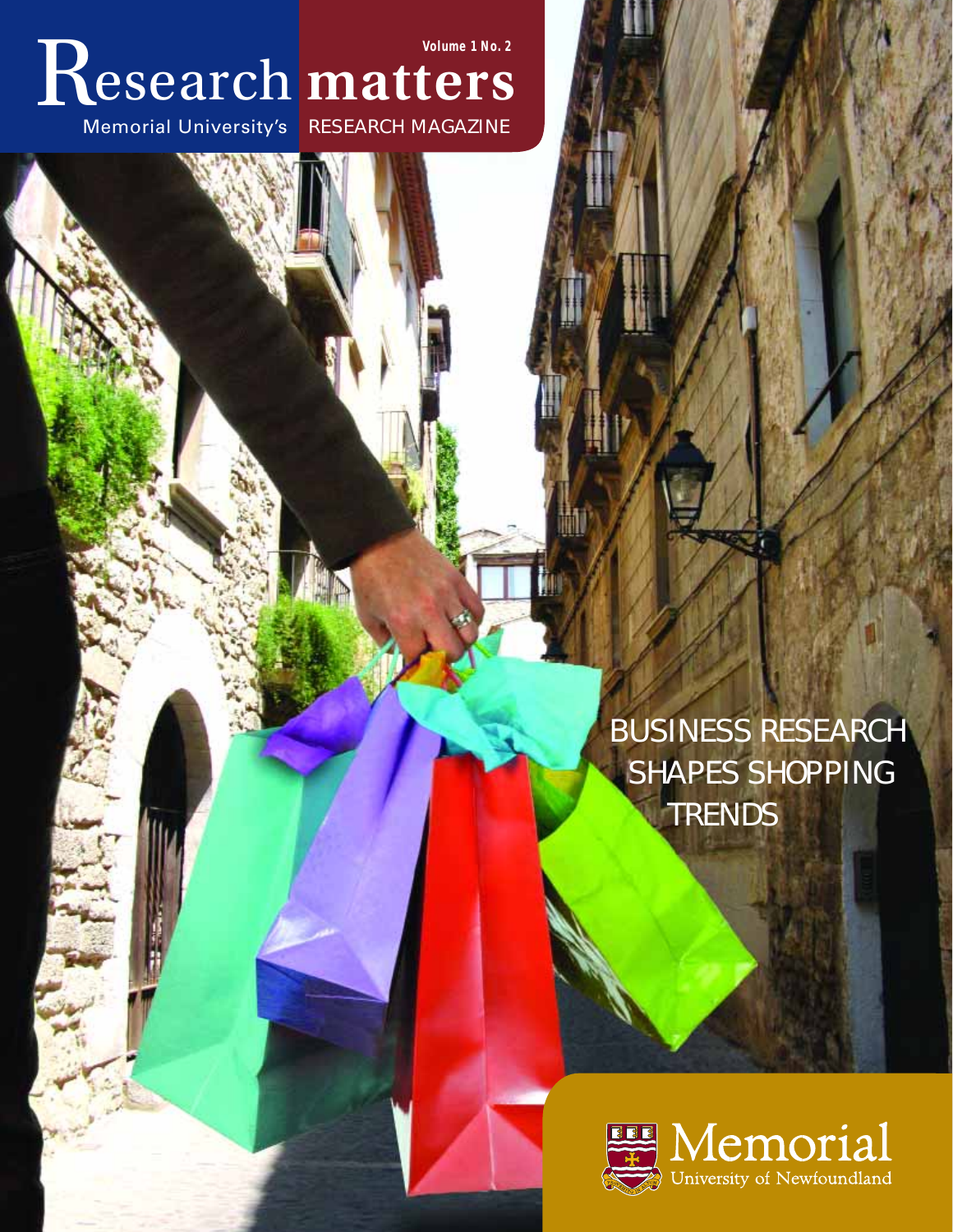# Research matters

Volume 1 No. 2

Memorial University's RESEARCH MAGAZINE

## BUSINESS RESEARCH SHAPES SHOPPING TRENDS

Memorial University of Newfoundland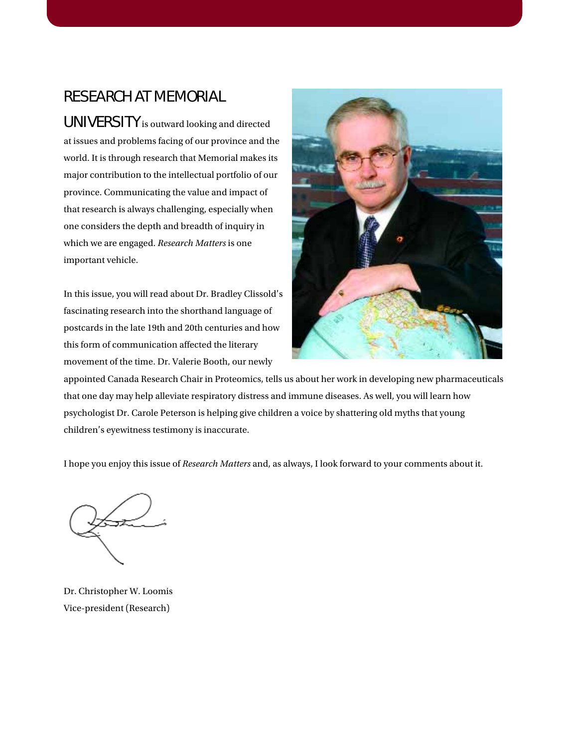RESEARCH AT MEMORIAL UNIVERSITY is outward looking and directed at issues and problems facing of our province and the world. It is through research that Memorial makes its major contribution to the intellectual portfolio of our province. Communicating the value and impact of that research is always challenging, especially when one considers the depth and breadth of inquiry in which we are engaged. *Research Matters* is one important vehicle.

In this issue, you will read about Dr. Bradley Clissold's fascinating research into the shorthand language of postcards in the late 19th and 20th centuries and how this form of communication affected the literary movement of the time. Dr. Valerie Booth, our newly appointed Canada Research Chair in Proteomics, tells us about her work in developing new pharmaceuticals that one day may help alleviate respiratory distress and immune diseases. As well, you will learn how psychologist Dr. Carole Peterson is helping give children a voice by shattering old myths that young children's eyewitness testimony is inaccurate.

I hope you enjoy this issue of *Research Matters* and, as always, I look forward to your comments about it.

Dr. Christopher W. Loomis
Vice-president (Research)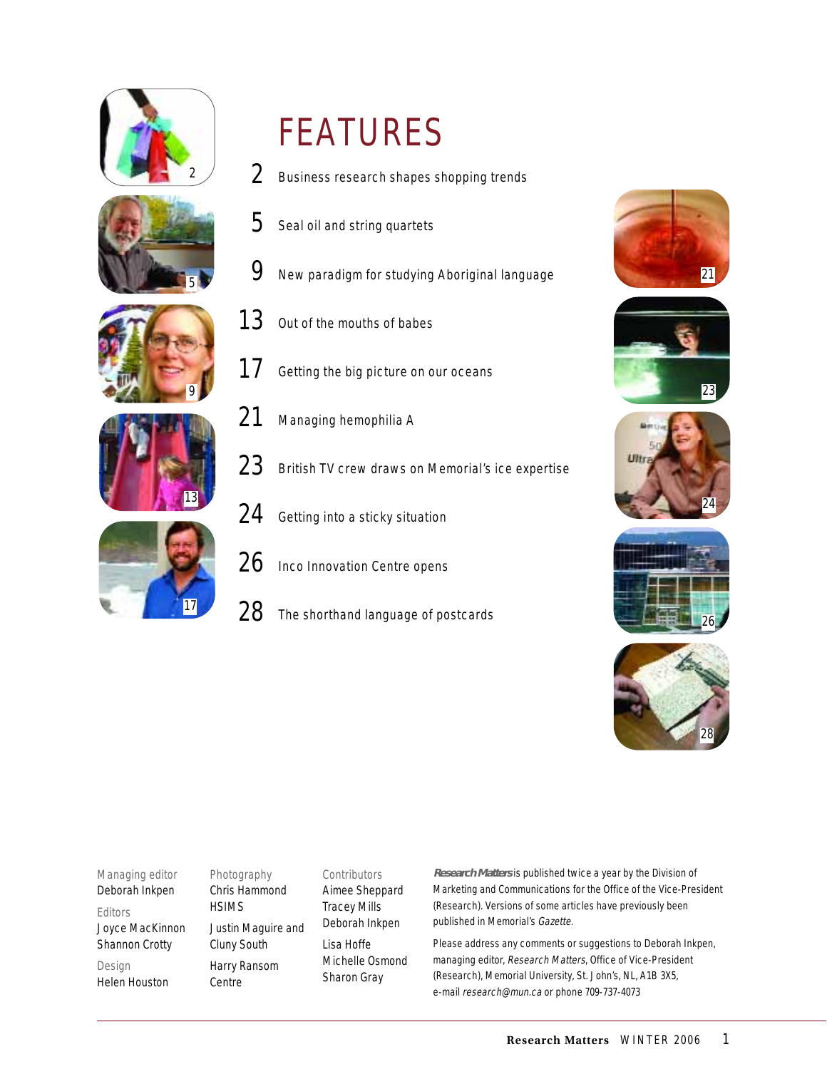# FEATURES

2 Business research shapes shopping trends

5 Seal oil and string quartets

9 New paradigm for studying Aboriginal language

13 Out of the mouths of babes

17 Getting the big picture on our oceans

21 Managing hemophilia A

23 British TV crew draws on Memorial's ice expertise

24 Getting into a sticky situation

26 Inco Innovation Centre opens

28 The shorthand language of postcards

Managing editor
Deborah Inkpen

Editors
Joyce MacKinnon
Shannon Crotty

Design
Helen Houston

Photography
Chris Hammond
HSIMS
Justin Maguire and Cluny South
Harry Ransom Centre

Contributors
Aimee Sheppard
Tracey Mills
Deborah Inkpen
Lisa Hoffe
Michelle Osmond
Sharon Gray

***Research Matters*** is published twice a year by the Division of Marketing and Communications for the Office of the Vice-President (Research). Versions of some articles have previously been published in Memorial's *Gazette*.

Please address any comments or suggestions to Deborah Inkpen, managing editor, *Research Matters*, Office of Vice-President (Research), Memorial University, St. John's, NL, A1B 3X5, e-mail *research@mun.ca* or phone 709-737-4073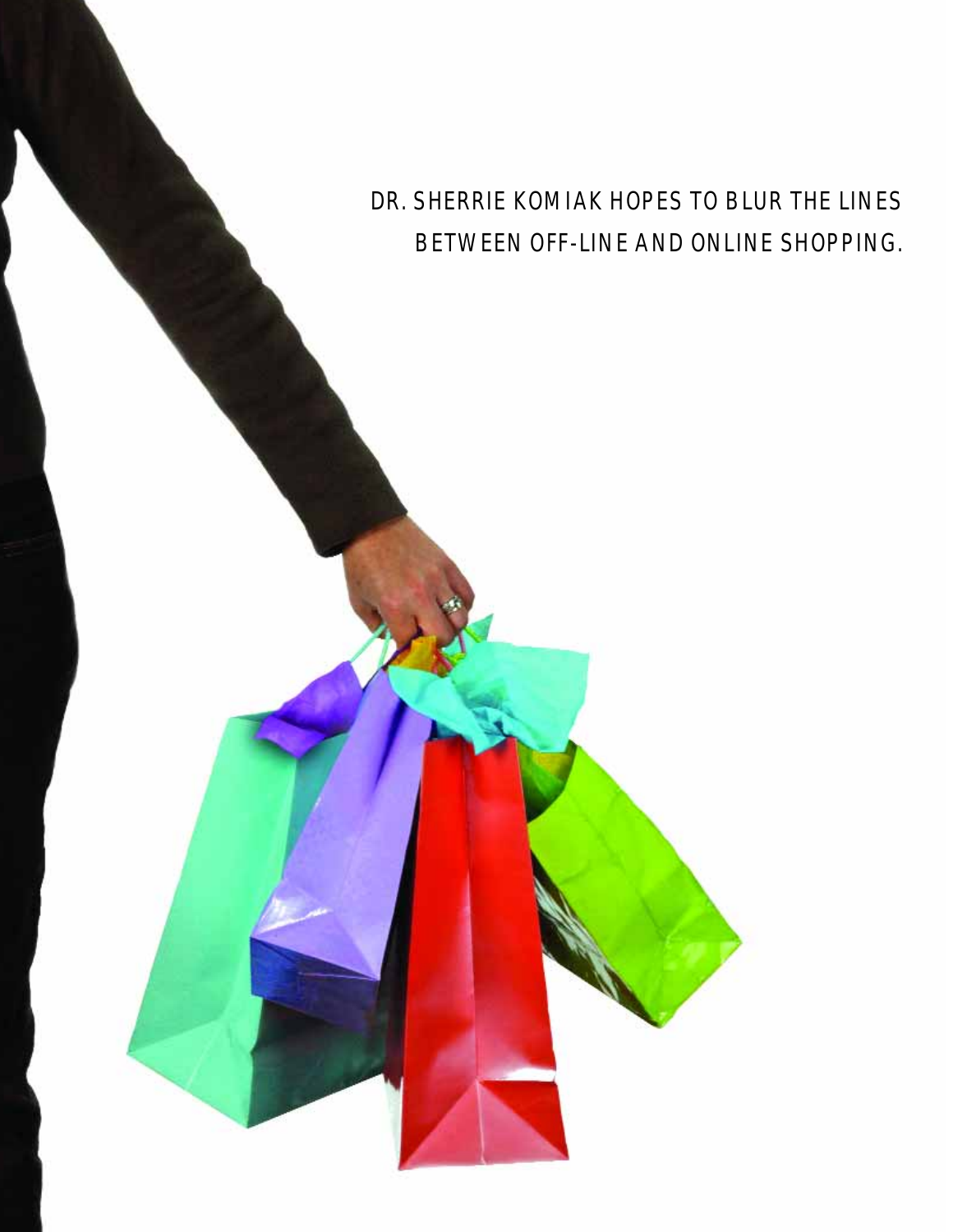DR. SHERRIE KOMIAK HOPES TO BLUR THE LINES BETWEEN OFF-LINE AND ONLINE SHOPPING.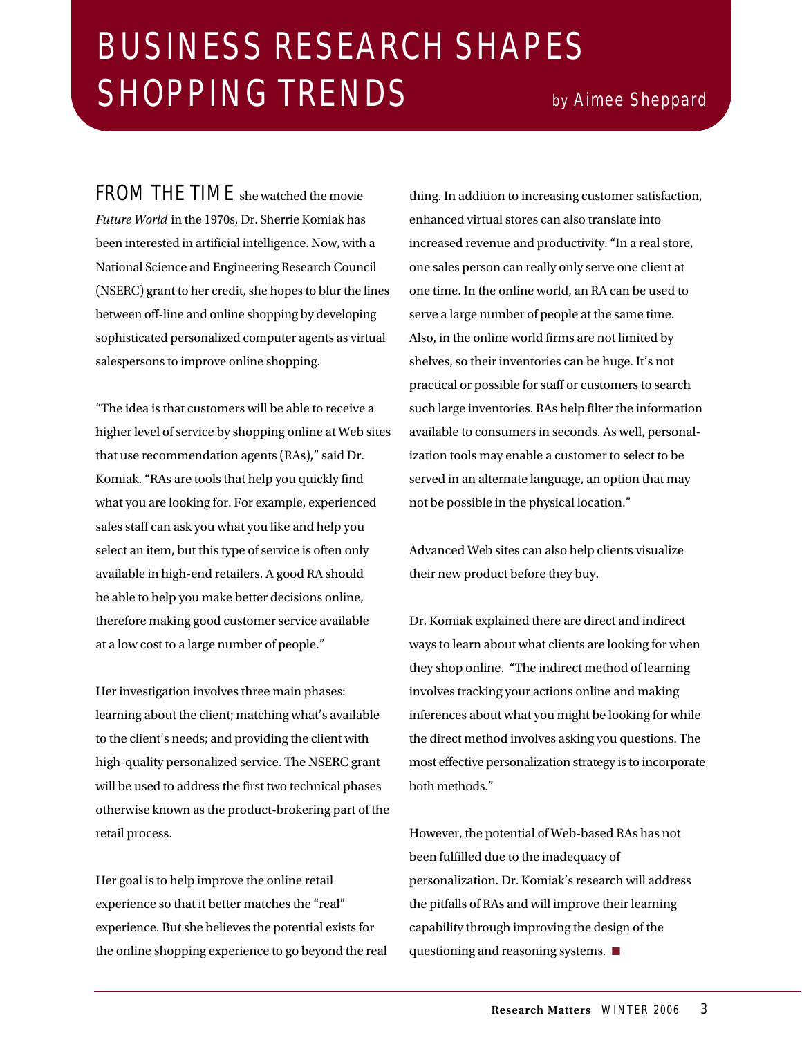# BUSINESS RESEARCH SHAPES SHOPPING TRENDS

by Aimee Sheppard

FROM THE TIME she watched the movie *Future World* in the 1970s, Dr. Sherrie Komiak has been interested in artificial intelligence. Now, with a National Science and Engineering Research Council (NSERC) grant to her credit, she hopes to blur the lines between off-line and online shopping by developing sophisticated personalized computer agents as virtual salespersons to improve online shopping.

"The idea is that customers will be able to receive a higher level of service by shopping online at Web sites that use recommendation agents (RAs)," said Dr. Komiak. "RAs are tools that help you quickly find what you are looking for. For example, experienced sales staff can ask you what you like and help you select an item, but this type of service is often only available in high-end retailers. A good RA should be able to help you make better decisions online, therefore making good customer service available at a low cost to a large number of people."

Her investigation involves three main phases: learning about the client; matching what's available to the client's needs; and providing the client with high-quality personalized service. The NSERC grant will be used to address the first two technical phases otherwise known as the product-brokering part of the retail process.

Her goal is to help improve the online retail experience so that it better matches the "real" experience. But she believes the potential exists for the online shopping experience to go beyond the real thing. In addition to increasing customer satisfaction, enhanced virtual stores can also translate into increased revenue and productivity. "In a real store, one sales person can really only serve one client at one time. In the online world, an RA can be used to serve a large number of people at the same time. Also, in the online world firms are not limited by shelves, so their inventories can be huge. It's not practical or possible for staff or customers to search such large inventories. RAs help filter the information available to consumers in seconds. As well, personalization tools may enable a customer to select to be served in an alternate language, an option that may not be possible in the physical location."

Advanced Web sites can also help clients visualize their new product before they buy.

Dr. Komiak explained there are direct and indirect ways to learn about what clients are looking for when they shop online. "The indirect method of learning involves tracking your actions online and making inferences about what you might be looking for while the direct method involves asking you questions. The most effective personalization strategy is to incorporate both methods."

However, the potential of Web-based RAs has not been fulfilled due to the inadequacy of personalization. Dr. Komiak's research will address the pitfalls of RAs and will improve their learning capability through improving the design of the questioning and reasoning systems. ■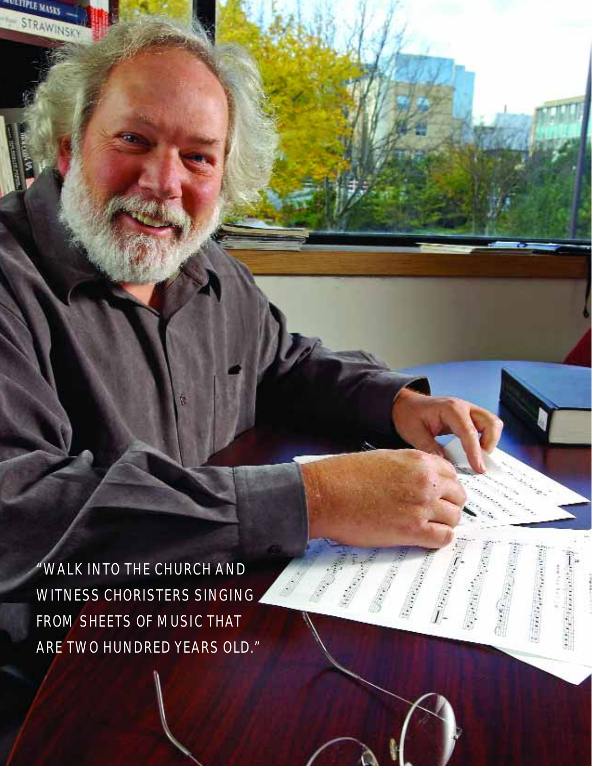"WALK INTO THE CHURCH AND WITNESS CHORISTERS SINGING FROM SHEETS OF MUSIC THAT ARE TWO HUNDRED YEARS OLD."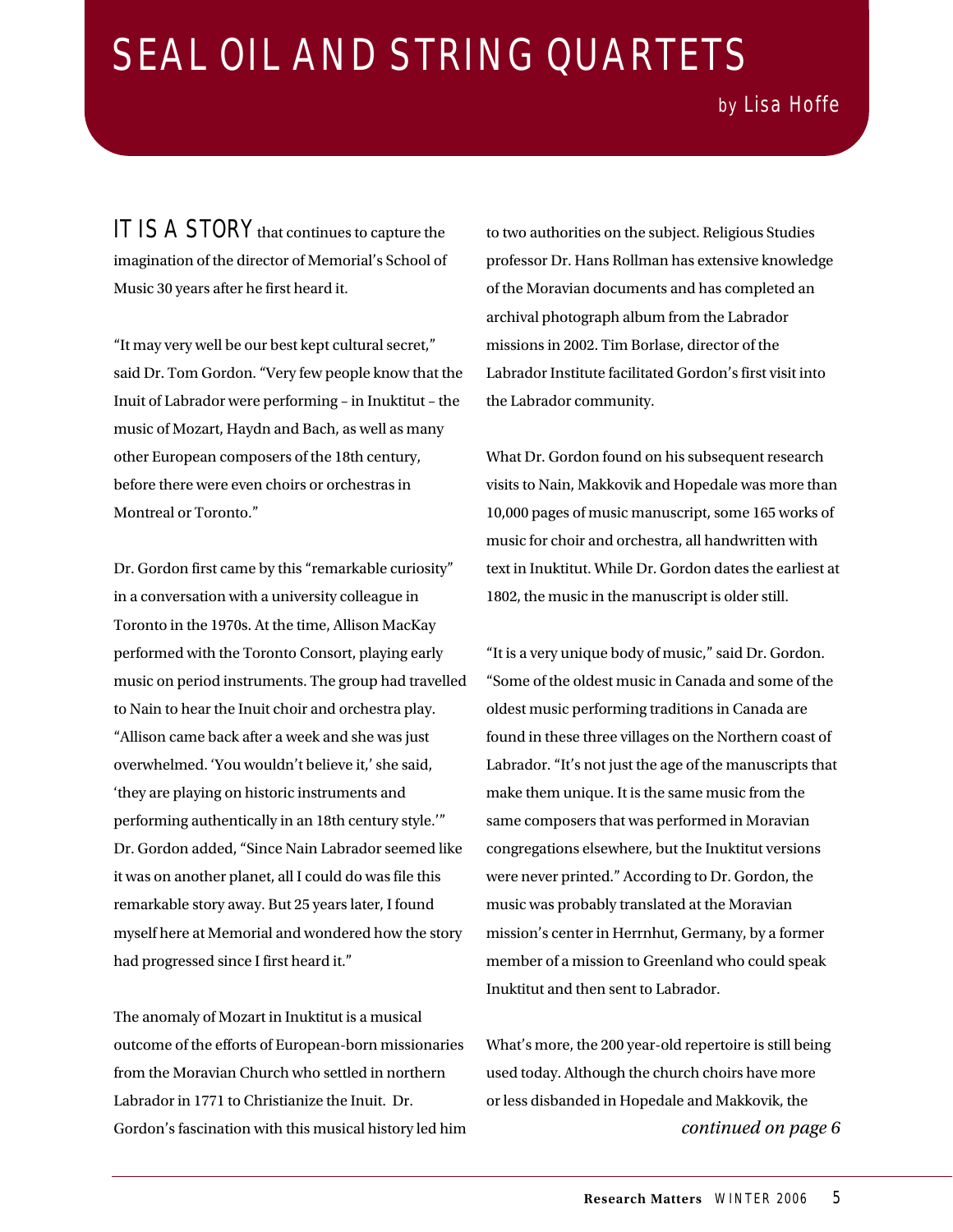# SEAL OIL AND STRING QUARTETS

by Lisa Hoffe

IT IS A STORY that continues to capture the imagination of the director of Memorial's School of Music 30 years after he first heard it.

"It may very well be our best kept cultural secret," said Dr. Tom Gordon. "Very few people know that the Inuit of Labrador were performing – in Inuktitut – the music of Mozart, Haydn and Bach, as well as many other European composers of the 18th century, before there were even choirs or orchestras in Montreal or Toronto."

Dr. Gordon first came by this "remarkable curiosity" in a conversation with a university colleague in Toronto in the 1970s. At the time, Allison MacKay performed with the Toronto Consort, playing early music on period instruments. The group had travelled to Nain to hear the Inuit choir and orchestra play. "Allison came back after a week and she was just overwhelmed. 'You wouldn't believe it,' she said, 'they are playing on historic instruments and performing authentically in an 18th century style.'" Dr. Gordon added, "Since Nain Labrador seemed like it was on another planet, all I could do was file this remarkable story away. But 25 years later, I found myself here at Memorial and wondered how the story had progressed since I first heard it."

The anomaly of Mozart in Inuktitut is a musical outcome of the efforts of European-born missionaries from the Moravian Church who settled in northern Labrador in 1771 to Christianize the Inuit. Dr. Gordon's fascination with this musical history led him to two authorities on the subject. Religious Studies professor Dr. Hans Rollman has extensive knowledge of the Moravian documents and has completed an archival photograph album from the Labrador missions in 2002. Tim Borlase, director of the Labrador Institute facilitated Gordon's first visit into the Labrador community.

What Dr. Gordon found on his subsequent research visits to Nain, Makkovik and Hopedale was more than 10,000 pages of music manuscript, some 165 works of music for choir and orchestra, all handwritten with text in Inuktitut. While Dr. Gordon dates the earliest at 1802, the music in the manuscript is older still.

"It is a very unique body of music," said Dr. Gordon. "Some of the oldest music in Canada and some of the oldest music performing traditions in Canada are found in these three villages on the Northern coast of Labrador. "It's not just the age of the manuscripts that make them unique. It is the same music from the same composers that was performed in Moravian congregations elsewhere, but the Inuktitut versions were never printed." According to Dr. Gordon, the music was probably translated at the Moravian mission's center in Herrnhut, Germany, by a former member of a mission to Greenland who could speak Inuktitut and then sent to Labrador.

What's more, the 200 year-old repertoire is still being used today. Although the church choirs have more or less disbanded in Hopedale and Makkovik, the

*continued on page 6*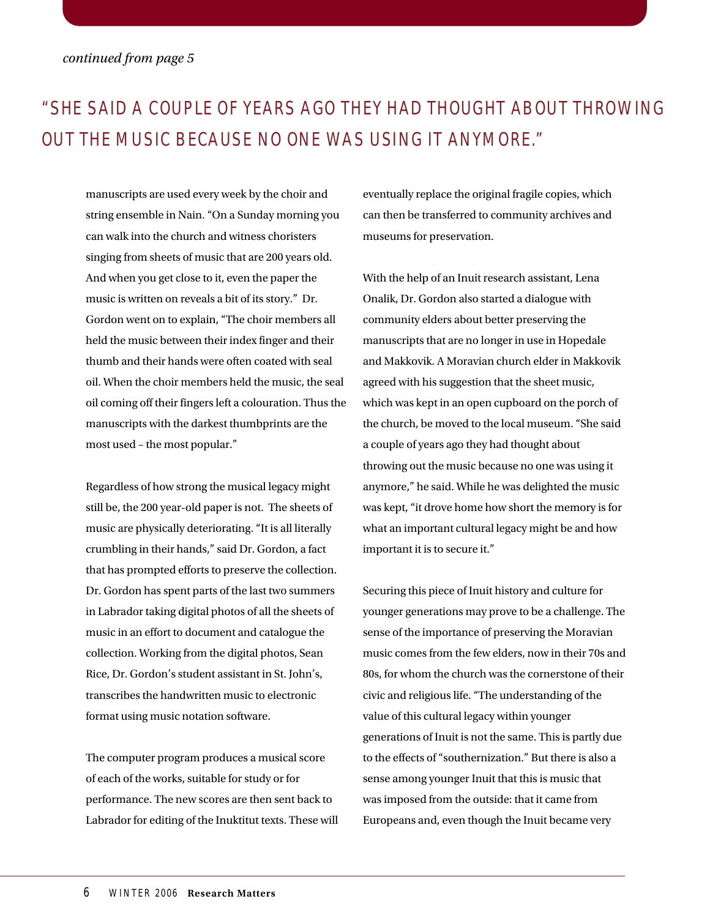*continued from page 5*

## "SHE SAID A COUPLE OF YEARS AGO THEY HAD THOUGHT ABOUT THROWING OUT THE MUSIC BECAUSE NO ONE WAS USING IT ANYMORE."

manuscripts are used every week by the choir and string ensemble in Nain. "On a Sunday morning you can walk into the church and witness choristers singing from sheets of music that are 200 years old. And when you get close to it, even the paper the music is written on reveals a bit of its story." Dr. Gordon went on to explain, "The choir members all held the music between their index finger and their thumb and their hands were often coated with seal oil. When the choir members held the music, the seal oil coming off their fingers left a colouration. Thus the manuscripts with the darkest thumbprints are the most used – the most popular."

Regardless of how strong the musical legacy might still be, the 200 year-old paper is not. The sheets of music are physically deteriorating. "It is all literally crumbling in their hands," said Dr. Gordon, a fact that has prompted efforts to preserve the collection. Dr. Gordon has spent parts of the last two summers in Labrador taking digital photos of all the sheets of music in an effort to document and catalogue the collection. Working from the digital photos, Sean Rice, Dr. Gordon's student assistant in St. John's, transcribes the handwritten music to electronic format using music notation software.

The computer program produces a musical score of each of the works, suitable for study or for performance. The new scores are then sent back to Labrador for editing of the Inuktitut texts. These will eventually replace the original fragile copies, which can then be transferred to community archives and museums for preservation.

With the help of an Inuit research assistant, Lena Onalik, Dr. Gordon also started a dialogue with community elders about better preserving the manuscripts that are no longer in use in Hopedale and Makkovik. A Moravian church elder in Makkovik agreed with his suggestion that the sheet music, which was kept in an open cupboard on the porch of the church, be moved to the local museum. "She said a couple of years ago they had thought about throwing out the music because no one was using it anymore," he said. While he was delighted the music was kept, "it drove home how short the memory is for what an important cultural legacy might be and how important it is to secure it."

Securing this piece of Inuit history and culture for younger generations may prove to be a challenge. The sense of the importance of preserving the Moravian music comes from the few elders, now in their 70s and 80s, for whom the church was the cornerstone of their civic and religious life. "The understanding of the value of this cultural legacy within younger generations of Inuit is not the same. This is partly due to the effects of "southernization." But there is also a sense among younger Inuit that this is music that was imposed from the outside: that it came from Europeans and, even though the Inuit became very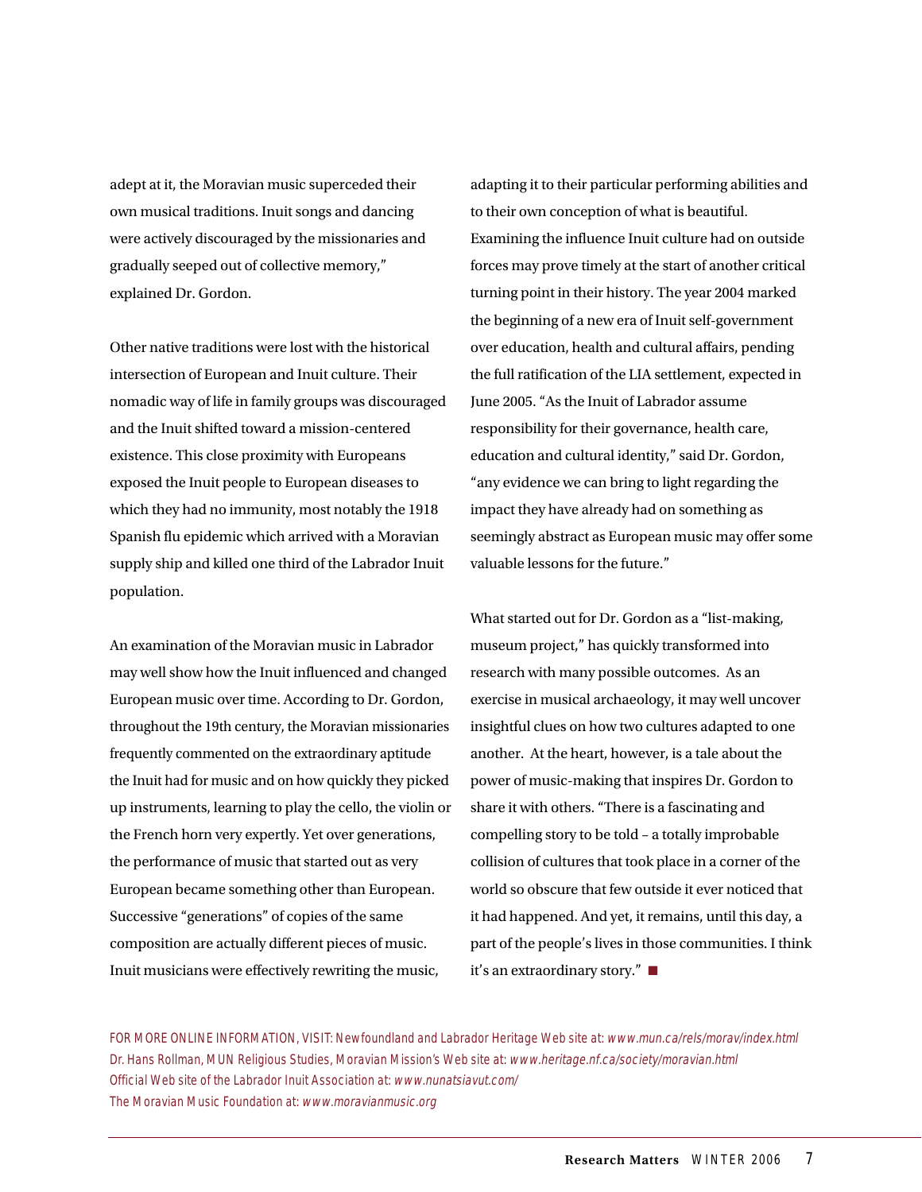adept at it, the Moravian music superceded their own musical traditions. Inuit songs and dancing were actively discouraged by the missionaries and gradually seeped out of collective memory," explained Dr. Gordon.

Other native traditions were lost with the historical intersection of European and Inuit culture. Their nomadic way of life in family groups was discouraged and the Inuit shifted toward a mission-centered existence. This close proximity with Europeans exposed the Inuit people to European diseases to which they had no immunity, most notably the 1918 Spanish flu epidemic which arrived with a Moravian supply ship and killed one third of the Labrador Inuit population.

An examination of the Moravian music in Labrador may well show how the Inuit influenced and changed European music over time. According to Dr. Gordon, throughout the 19th century, the Moravian missionaries frequently commented on the extraordinary aptitude the Inuit had for music and on how quickly they picked up instruments, learning to play the cello, the violin or the French horn very expertly. Yet over generations, the performance of music that started out as very European became something other than European. Successive "generations" of copies of the same composition are actually different pieces of music. Inuit musicians were effectively rewriting the music, adapting it to their particular performing abilities and to their own conception of what is beautiful. Examining the influence Inuit culture had on outside forces may prove timely at the start of another critical turning point in their history. The year 2004 marked the beginning of a new era of Inuit self-government over education, health and cultural affairs, pending the full ratification of the LIA settlement, expected in June 2005. "As the Inuit of Labrador assume responsibility for their governance, health care, education and cultural identity," said Dr. Gordon, "any evidence we can bring to light regarding the impact they have already had on something as seemingly abstract as European music may offer some valuable lessons for the future."

What started out for Dr. Gordon as a "list-making, museum project," has quickly transformed into research with many possible outcomes. As an exercise in musical archaeology, it may well uncover insightful clues on how two cultures adapted to one another. At the heart, however, is a tale about the power of music-making that inspires Dr. Gordon to share it with others. "There is a fascinating and compelling story to be told – a totally improbable collision of cultures that took place in a corner of the world so obscure that few outside it ever noticed that it had happened. And yet, it remains, until this day, a part of the people's lives in those communities. I think it's an extraordinary story." ■

FOR MORE ONLINE INFORMATION, VISIT: Newfoundland and Labrador Heritage Web site at: *www.mun.ca/rels/morav/index.html*
Dr. Hans Rollman, MUN Religious Studies, Moravian Mission's Web site at: *www.heritage.nf.ca/society/moravian.html*
Official Web site of the Labrador Inuit Association at: *www.nunatsiavut.com/*
The Moravian Music Foundation at: *www.moravianmusic.org*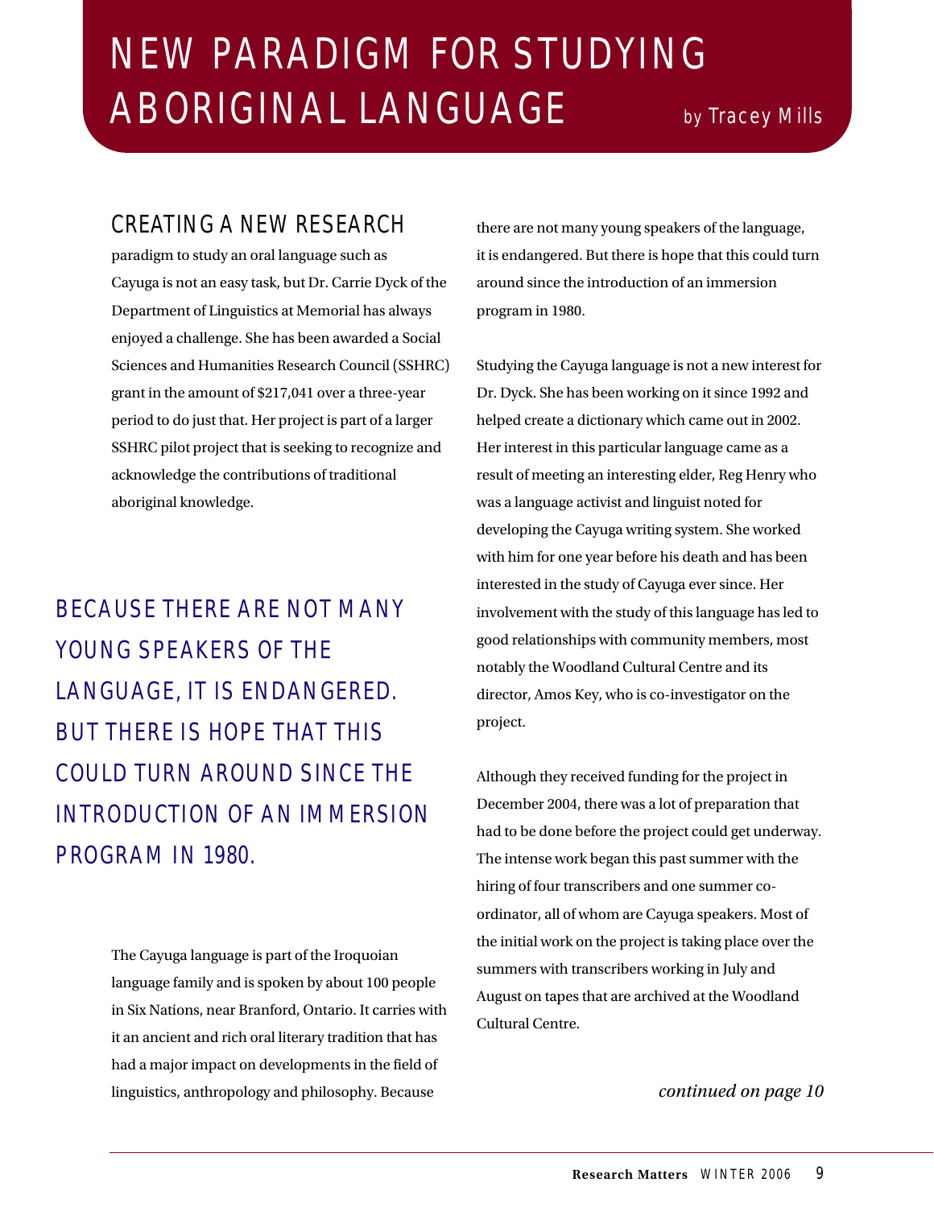# NEW PARADIGM FOR STUDYING ABORIGINAL LANGUAGE

by Tracey Mills

CREATING A NEW RESEARCH paradigm to study an oral language such as Cayuga is not an easy task, but Dr. Carrie Dyck of the Department of Linguistics at Memorial has always enjoyed a challenge. She has been awarded a Social Sciences and Humanities Research Council (SSHRC) grant in the amount of $217,041 over a three-year period to do just that. Her project is part of a larger SSHRC pilot project that is seeking to recognize and acknowledge the contributions of traditional aboriginal knowledge.

> BECAUSE THERE ARE NOT MANY YOUNG SPEAKERS OF THE LANGUAGE, IT IS ENDANGERED. BUT THERE IS HOPE THAT THIS COULD TURN AROUND SINCE THE INTRODUCTION OF AN IMMERSION PROGRAM IN 1980.

The Cayuga language is part of the Iroquoian language family and is spoken by about 100 people in Six Nations, near Branford, Ontario. It carries with it an ancient and rich oral literary tradition that has had a major impact on developments in the field of linguistics, anthropology and philosophy. Because there are not many young speakers of the language, it is endangered. But there is hope that this could turn around since the introduction of an immersion program in 1980.

Studying the Cayuga language is not a new interest for Dr. Dyck. She has been working on it since 1992 and helped create a dictionary which came out in 2002. Her interest in this particular language came as a result of meeting an interesting elder, Reg Henry who was a language activist and linguist noted for developing the Cayuga writing system. She worked with him for one year before his death and has been interested in the study of Cayuga ever since. Her involvement with the study of this language has led to good relationships with community members, most notably the Woodland Cultural Centre and its director, Amos Key, who is co-investigator on the project.

Although they received funding for the project in December 2004, there was a lot of preparation that had to be done before the project could get underway. The intense work began this past summer with the hiring of four transcribers and one summer co-ordinator, all of whom are Cayuga speakers. Most of the initial work on the project is taking place over the summers with transcribers working in July and August on tapes that are archived at the Woodland Cultural Centre.

*continued on page 10*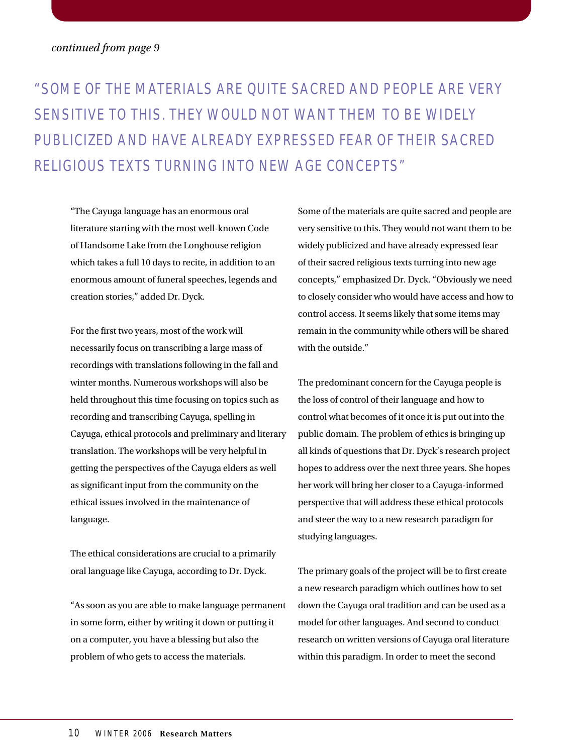*continued from page 9*

## "SOME OF THE MATERIALS ARE QUITE SACRED AND PEOPLE ARE VERY SENSITIVE TO THIS. THEY WOULD NOT WANT THEM TO BE WIDELY PUBLICIZED AND HAVE ALREADY EXPRESSED FEAR OF THEIR SACRED RELIGIOUS TEXTS TURNING INTO NEW AGE CONCEPTS"

"The Cayuga language has an enormous oral literature starting with the most well-known Code of Handsome Lake from the Longhouse religion which takes a full 10 days to recite, in addition to an enormous amount of funeral speeches, legends and creation stories," added Dr. Dyck.

For the first two years, most of the work will necessarily focus on transcribing a large mass of recordings with translations following in the fall and winter months. Numerous workshops will also be held throughout this time focusing on topics such as recording and transcribing Cayuga, spelling in Cayuga, ethical protocols and preliminary and literary translation. The workshops will be very helpful in getting the perspectives of the Cayuga elders as well as significant input from the community on the ethical issues involved in the maintenance of language.

The ethical considerations are crucial to a primarily oral language like Cayuga, according to Dr. Dyck.

"As soon as you are able to make language permanent in some form, either by writing it down or putting it on a computer, you have a blessing but also the problem of who gets to access the materials. Some of the materials are quite sacred and people are very sensitive to this. They would not want them to be widely publicized and have already expressed fear of their sacred religious texts turning into new age concepts," emphasized Dr. Dyck. "Obviously we need to closely consider who would have access and how to control access. It seems likely that some items may remain in the community while others will be shared with the outside."

The predominant concern for the Cayuga people is the loss of control of their language and how to control what becomes of it once it is put out into the public domain. The problem of ethics is bringing up all kinds of questions that Dr. Dyck's research project hopes to address over the next three years. She hopes her work will bring her closer to a Cayuga-informed perspective that will address these ethical protocols and steer the way to a new research paradigm for studying languages.

The primary goals of the project will be to first create a new research paradigm which outlines how to set down the Cayuga oral tradition and can be used as a model for other languages. And second to conduct research on written versions of Cayuga oral literature within this paradigm. In order to meet the second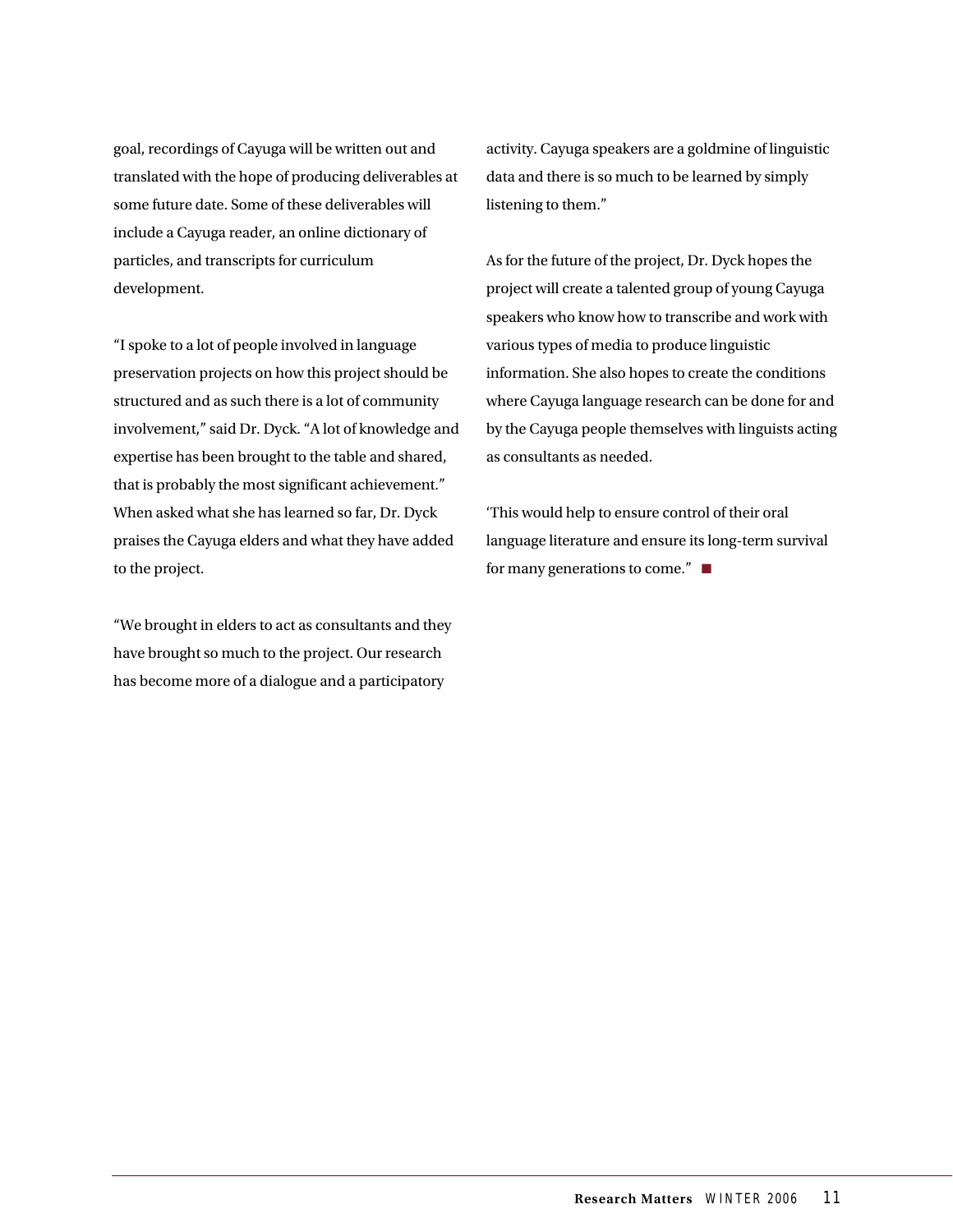goal, recordings of Cayuga will be written out and translated with the hope of producing deliverables at some future date. Some of these deliverables will include a Cayuga reader, an online dictionary of particles, and transcripts for curriculum development.

"I spoke to a lot of people involved in language preservation projects on how this project should be structured and as such there is a lot of community involvement," said Dr. Dyck. "A lot of knowledge and expertise has been brought to the table and shared, that is probably the most significant achievement." When asked what she has learned so far, Dr. Dyck praises the Cayuga elders and what they have added to the project.

"We brought in elders to act as consultants and they have brought so much to the project. Our research has become more of a dialogue and a participatory activity. Cayuga speakers are a goldmine of linguistic data and there is so much to be learned by simply listening to them."

As for the future of the project, Dr. Dyck hopes the project will create a talented group of young Cayuga speakers who know how to transcribe and work with various types of media to produce linguistic information. She also hopes to create the conditions where Cayuga language research can be done for and by the Cayuga people themselves with linguists acting as consultants as needed.

'This would help to ensure control of their oral language literature and ensure its long-term survival for many generations to come." ■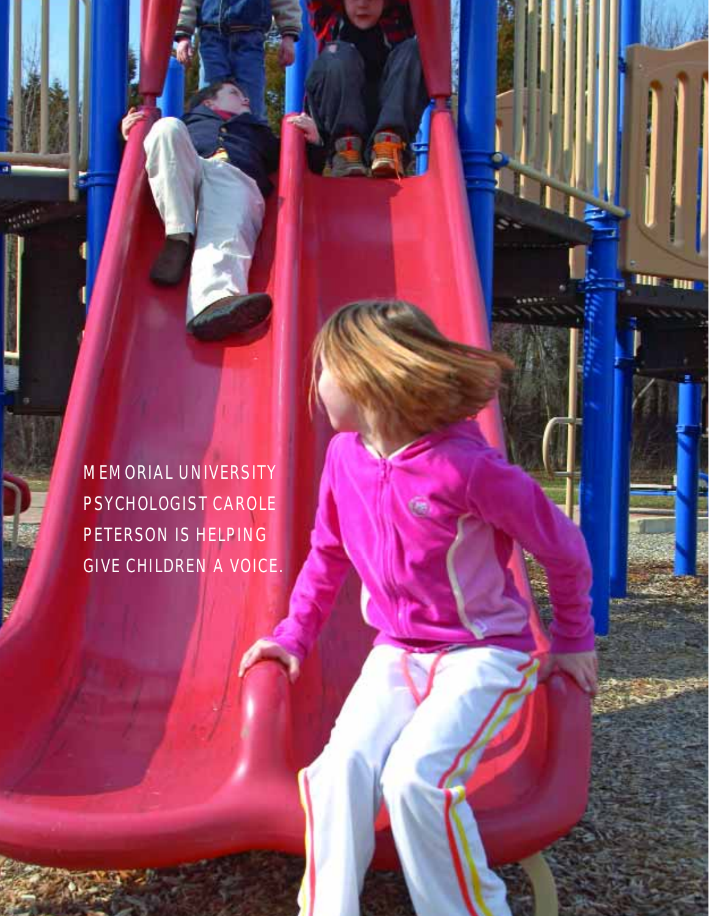MEMORIAL UNIVERSITY PSYCHOLOGIST CAROLE PETERSON IS HELPING GIVE CHILDREN A VOICE.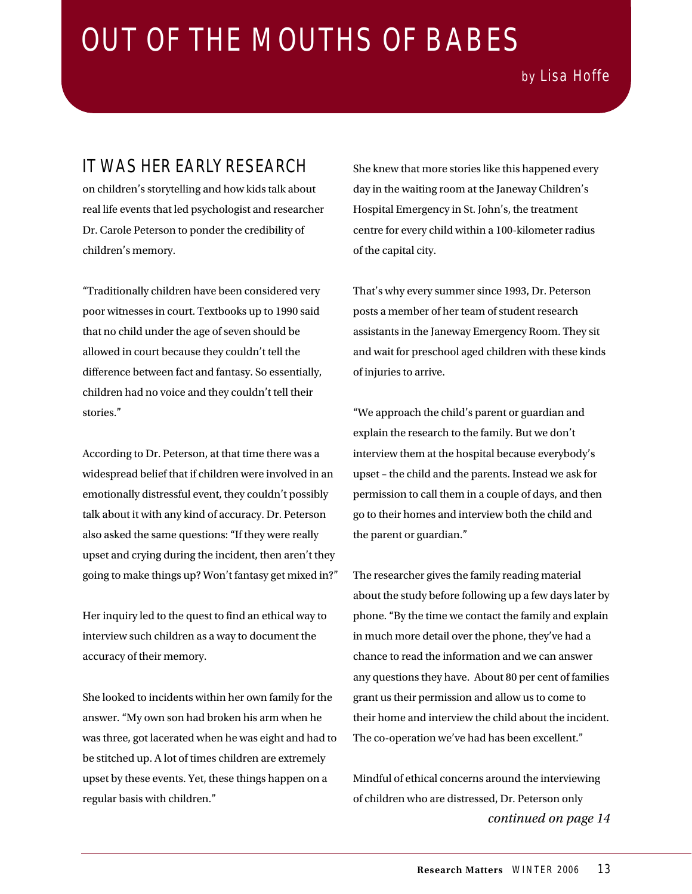# OUT OF THE MOUTHS OF BABES

by Lisa Hoffe

IT WAS HER EARLY RESEARCH on children's storytelling and how kids talk about real life events that led psychologist and researcher Dr. Carole Peterson to ponder the credibility of children's memory.

"Traditionally children have been considered very poor witnesses in court. Textbooks up to 1990 said that no child under the age of seven should be allowed in court because they couldn't tell the difference between fact and fantasy. So essentially, children had no voice and they couldn't tell their stories."

According to Dr. Peterson, at that time there was a widespread belief that if children were involved in an emotionally distressful event, they couldn't possibly talk about it with any kind of accuracy. Dr. Peterson also asked the same questions: "If they were really upset and crying during the incident, then aren't they going to make things up? Won't fantasy get mixed in?"

Her inquiry led to the quest to find an ethical way to interview such children as a way to document the accuracy of their memory.

She looked to incidents within her own family for the answer. "My own son had broken his arm when he was three, got lacerated when he was eight and had to be stitched up. A lot of times children are extremely upset by these events. Yet, these things happen on a regular basis with children."

She knew that more stories like this happened every day in the waiting room at the Janeway Children's Hospital Emergency in St. John's, the treatment centre for every child within a 100-kilometer radius of the capital city.

That's why every summer since 1993, Dr. Peterson posts a member of her team of student research assistants in the Janeway Emergency Room. They sit and wait for preschool aged children with these kinds of injuries to arrive.

"We approach the child's parent or guardian and explain the research to the family. But we don't interview them at the hospital because everybody's upset – the child and the parents. Instead we ask for permission to call them in a couple of days, and then go to their homes and interview both the child and the parent or guardian."

The researcher gives the family reading material about the study before following up a few days later by phone. "By the time we contact the family and explain in much more detail over the phone, they've had a chance to read the information and we can answer any questions they have. About 80 per cent of families grant us their permission and allow us to come to their home and interview the child about the incident. The co-operation we've had has been excellent."

Mindful of ethical concerns around the interviewing of children who are distressed, Dr. Peterson only

*continued on page 14*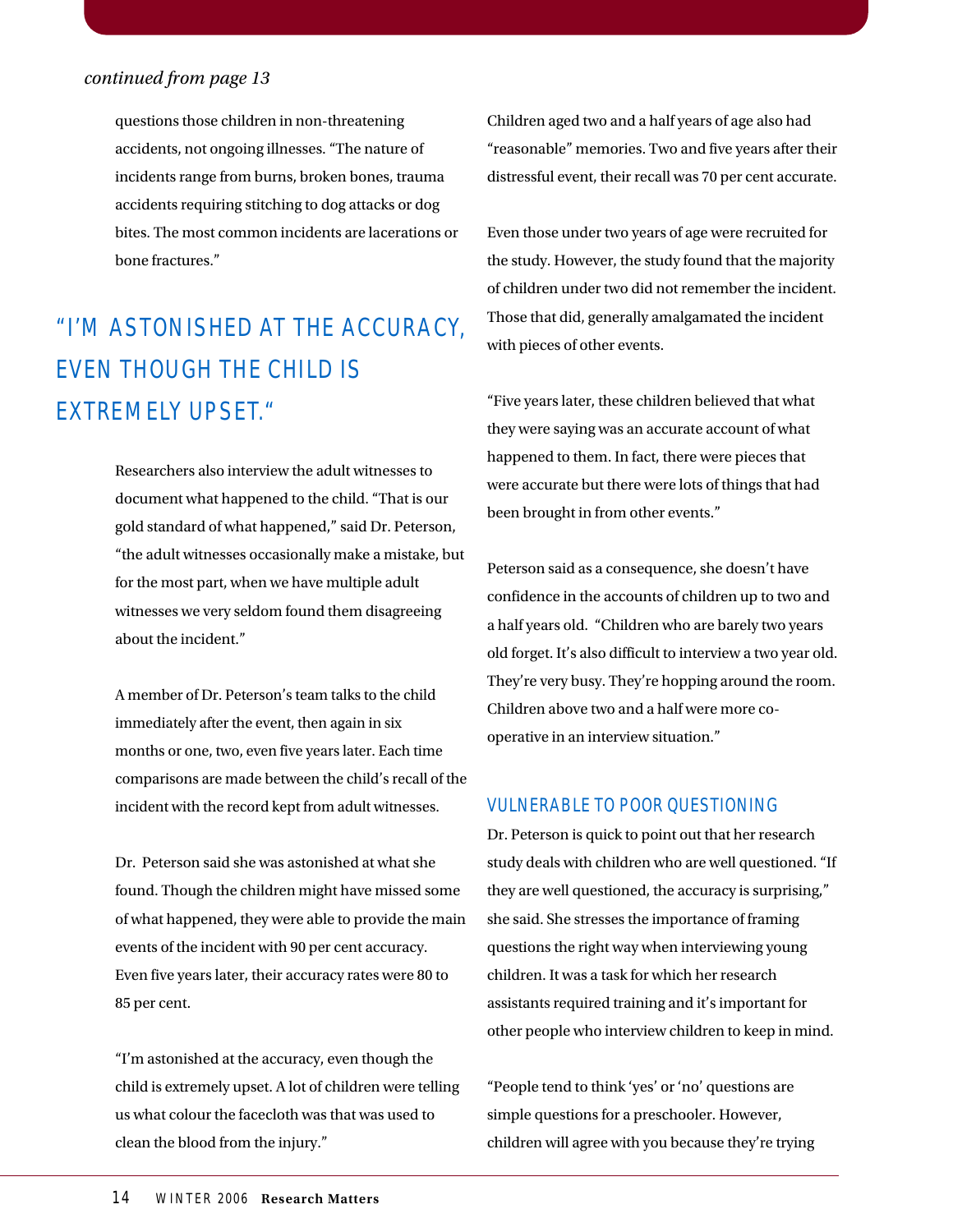*continued from page 13*

questions those children in non-threatening accidents, not ongoing illnesses. "The nature of incidents range from burns, broken bones, trauma accidents requiring stitching to dog attacks or dog bites. The most common incidents are lacerations or bone fractures."

> "I'M ASTONISHED AT THE ACCURACY, EVEN THOUGH THE CHILD IS EXTREMELY UPSET."

Researchers also interview the adult witnesses to document what happened to the child. "That is our gold standard of what happened," said Dr. Peterson, "the adult witnesses occasionally make a mistake, but for the most part, when we have multiple adult witnesses we very seldom found them disagreeing about the incident."

A member of Dr. Peterson's team talks to the child immediately after the event, then again in six months or one, two, even five years later. Each time comparisons are made between the child's recall of the incident with the record kept from adult witnesses.

Dr. Peterson said she was astonished at what she found. Though the children might have missed some of what happened, they were able to provide the main events of the incident with 90 per cent accuracy. Even five years later, their accuracy rates were 80 to 85 per cent.

"I'm astonished at the accuracy, even though the child is extremely upset. A lot of children were telling us what colour the facecloth was that was used to clean the blood from the injury."

Children aged two and a half years of age also had "reasonable" memories. Two and five years after their distressful event, their recall was 70 per cent accurate.

Even those under two years of age were recruited for the study. However, the study found that the majority of children under two did not remember the incident. Those that did, generally amalgamated the incident with pieces of other events.

"Five years later, these children believed that what they were saying was an accurate account of what happened to them. In fact, there were pieces that were accurate but there were lots of things that had been brought in from other events."

Peterson said as a consequence, she doesn't have confidence in the accounts of children up to two and a half years old. "Children who are barely two years old forget. It's also difficult to interview a two year old. They're very busy. They're hopping around the room. Children above two and a half were more co-operative in an interview situation."

## VULNERABLE TO POOR QUESTIONING

Dr. Peterson is quick to point out that her research study deals with children who are well questioned. "If they are well questioned, the accuracy is surprising," she said. She stresses the importance of framing questions the right way when interviewing young children. It was a task for which her research assistants required training and it's important for other people who interview children to keep in mind.

"People tend to think 'yes' or 'no' questions are simple questions for a preschooler. However, children will agree with you because they're trying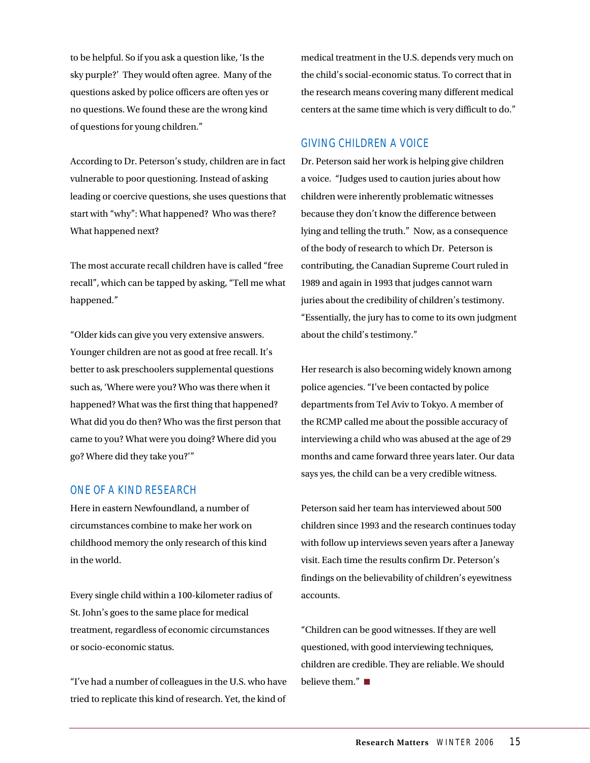to be helpful. So if you ask a question like, 'Is the sky purple?' They would often agree. Many of the questions asked by police officers are often yes or no questions. We found these are the wrong kind of questions for young children."

According to Dr. Peterson's study, children are in fact vulnerable to poor questioning. Instead of asking leading or coercive questions, she uses questions that start with "why": What happened? Who was there? What happened next?

The most accurate recall children have is called "free recall", which can be tapped by asking, "Tell me what happened."

"Older kids can give you very extensive answers. Younger children are not as good at free recall. It's better to ask preschoolers supplemental questions such as, 'Where were you? Who was there when it happened? What was the first thing that happened? What did you do then? Who was the first person that came to you? What were you doing? Where did you go? Where did they take you?'"

## ONE OF A KIND RESEARCH

Here in eastern Newfoundland, a number of circumstances combine to make her work on childhood memory the only research of this kind in the world.

Every single child within a 100-kilometer radius of St. John's goes to the same place for medical treatment, regardless of economic circumstances or socio-economic status.

"I've had a number of colleagues in the U.S. who have tried to replicate this kind of research. Yet, the kind of medical treatment in the U.S. depends very much on the child's social-economic status. To correct that in the research means covering many different medical centers at the same time which is very difficult to do."

## GIVING CHILDREN A VOICE

Dr. Peterson said her work is helping give children a voice. "Judges used to caution juries about how children were inherently problematic witnesses because they don't know the difference between lying and telling the truth." Now, as a consequence of the body of research to which Dr. Peterson is contributing, the Canadian Supreme Court ruled in 1989 and again in 1993 that judges cannot warn juries about the credibility of children's testimony. "Essentially, the jury has to come to its own judgment about the child's testimony."

Her research is also becoming widely known among police agencies. "I've been contacted by police departments from Tel Aviv to Tokyo. A member of the RCMP called me about the possible accuracy of interviewing a child who was abused at the age of 29 months and came forward three years later. Our data says yes, the child can be a very credible witness.

Peterson said her team has interviewed about 500 children since 1993 and the research continues today with follow up interviews seven years after a Janeway visit. Each time the results confirm Dr. Peterson's findings on the believability of children's eyewitness accounts.

"Children can be good witnesses. If they are well questioned, with good interviewing techniques, children are credible. They are reliable. We should believe them." ■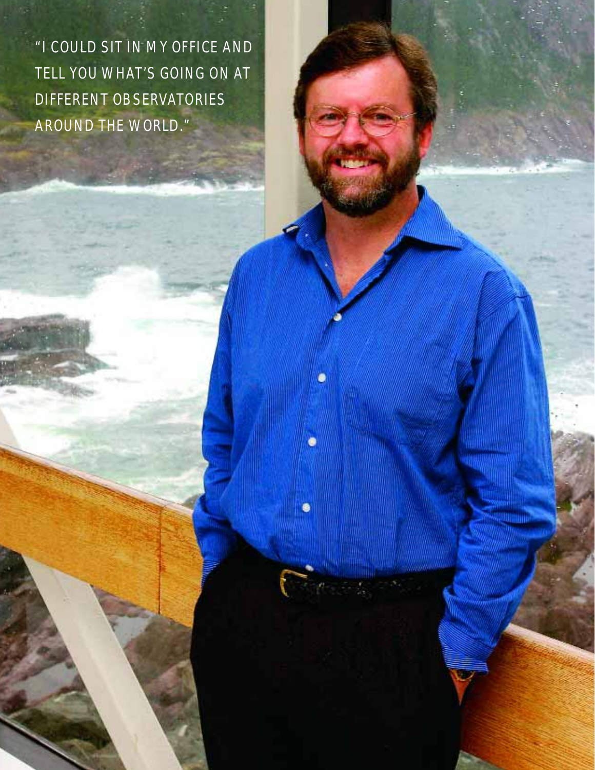"I COULD SIT IN MY OFFICE AND TELL YOU WHAT'S GOING ON AT DIFFERENT OBSERVATORIES AROUND THE WORLD."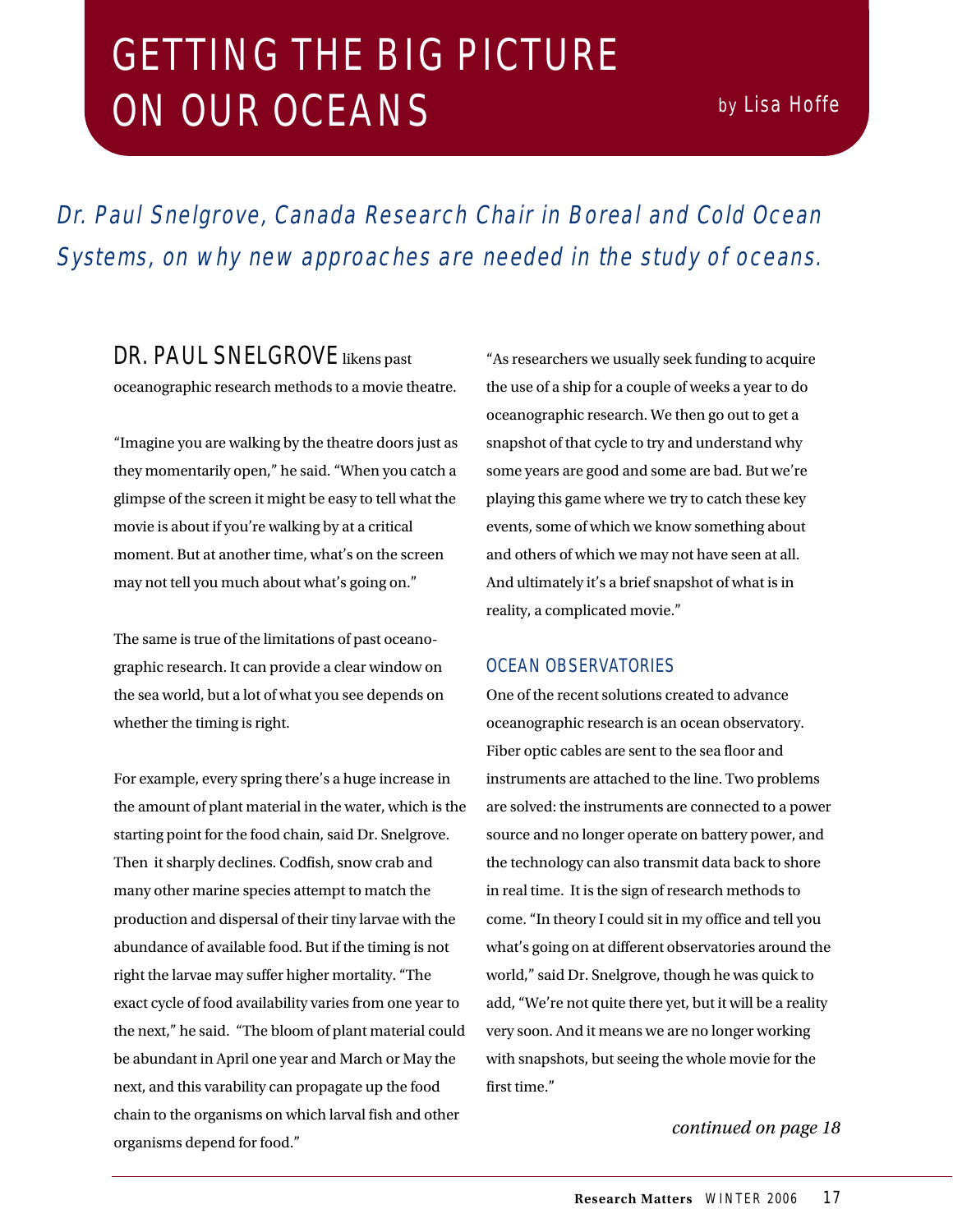# GETTING THE BIG PICTURE ON OUR OCEANS

by Lisa Hoffe

*Dr. Paul Snelgrove, Canada Research Chair in Boreal and Cold Ocean Systems, on why new approaches are needed in the study of oceans.*

DR. PAUL SNELGROVE likens past oceanographic research methods to a movie theatre.

"Imagine you are walking by the theatre doors just as they momentarily open," he said. "When you catch a glimpse of the screen it might be easy to tell what the movie is about if you're walking by at a critical moment. But at another time, what's on the screen may not tell you much about what's going on."

The same is true of the limitations of past oceanographic research. It can provide a clear window on the sea world, but a lot of what you see depends on whether the timing is right.

For example, every spring there's a huge increase in the amount of plant material in the water, which is the starting point for the food chain, said Dr. Snelgrove. Then it sharply declines. Codfish, snow crab and many other marine species attempt to match the production and dispersal of their tiny larvae with the abundance of available food. But if the timing is not right the larvae may suffer higher mortality. "The exact cycle of food availability varies from one year to the next," he said. "The bloom of plant material could be abundant in April one year and March or May the next, and this varability can propagate up the food chain to the organisms on which larval fish and other organisms depend for food."

"As researchers we usually seek funding to acquire the use of a ship for a couple of weeks a year to do oceanographic research. We then go out to get a snapshot of that cycle to try and understand why some years are good and some are bad. But we're playing this game where we try to catch these key events, some of which we know something about and others of which we may not have seen at all. And ultimately it's a brief snapshot of what is in reality, a complicated movie."

## OCEAN OBSERVATORIES

One of the recent solutions created to advance oceanographic research is an ocean observatory. Fiber optic cables are sent to the sea floor and instruments are attached to the line. Two problems are solved: the instruments are connected to a power source and no longer operate on battery power, and the technology can also transmit data back to shore in real time. It is the sign of research methods to come. "In theory I could sit in my office and tell you what's going on at different observatories around the world," said Dr. Snelgrove, though he was quick to add, "We're not quite there yet, but it will be a reality very soon. And it means we are no longer working with snapshots, but seeing the whole movie for the first time."

*continued on page 18*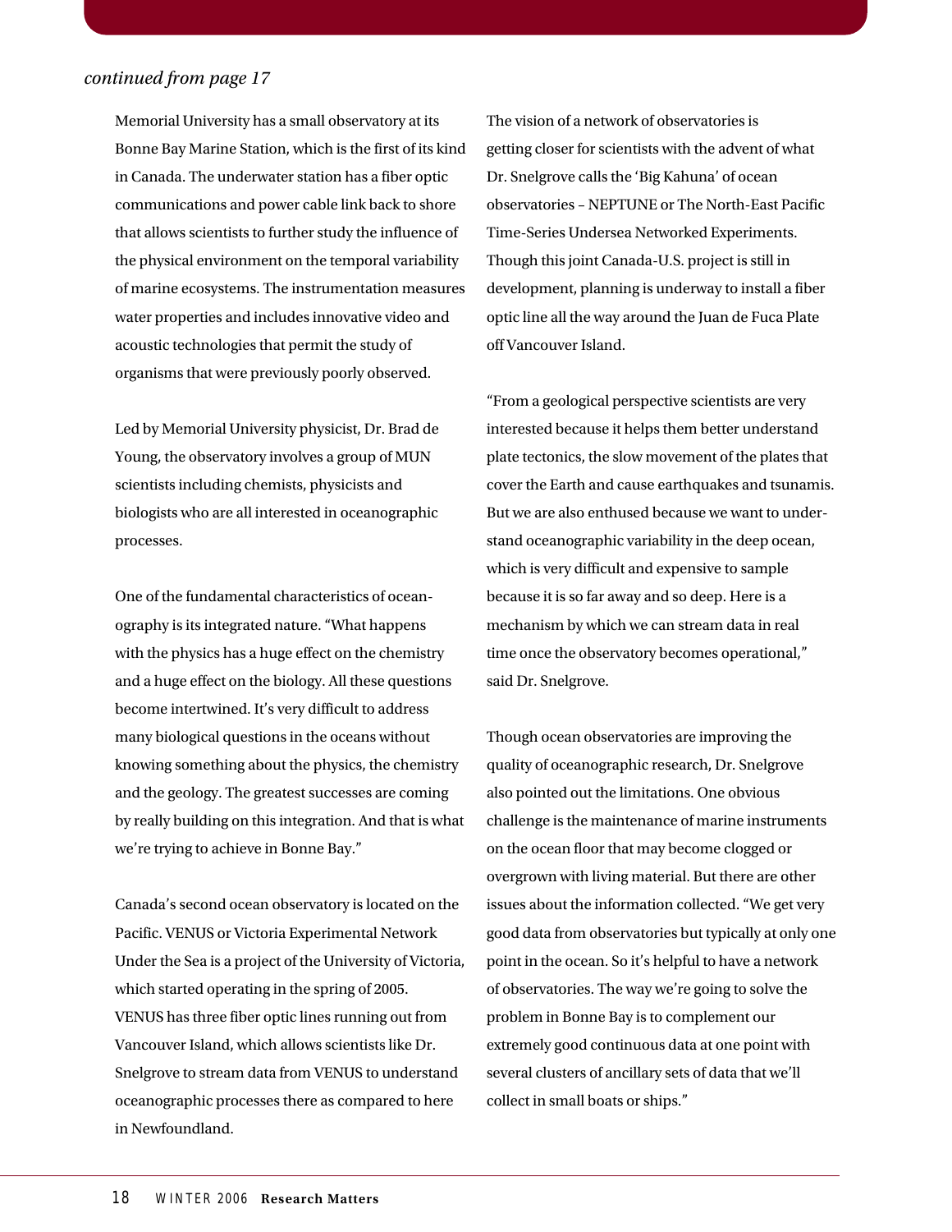*continued from page 17*

Memorial University has a small observatory at its Bonne Bay Marine Station, which is the first of its kind in Canada. The underwater station has a fiber optic communications and power cable link back to shore that allows scientists to further study the influence of the physical environment on the temporal variability of marine ecosystems. The instrumentation measures water properties and includes innovative video and acoustic technologies that permit the study of organisms that were previously poorly observed.

Led by Memorial University physicist, Dr. Brad de Young, the observatory involves a group of MUN scientists including chemists, physicists and biologists who are all interested in oceanographic processes.

One of the fundamental characteristics of oceanography is its integrated nature. "What happens with the physics has a huge effect on the chemistry and a huge effect on the biology. All these questions become intertwined. It's very difficult to address many biological questions in the oceans without knowing something about the physics, the chemistry and the geology. The greatest successes are coming by really building on this integration. And that is what we're trying to achieve in Bonne Bay."

Canada's second ocean observatory is located on the Pacific. VENUS or Victoria Experimental Network Under the Sea is a project of the University of Victoria, which started operating in the spring of 2005. VENUS has three fiber optic lines running out from Vancouver Island, which allows scientists like Dr. Snelgrove to stream data from VENUS to understand oceanographic processes there as compared to here in Newfoundland.

The vision of a network of observatories is getting closer for scientists with the advent of what Dr. Snelgrove calls the 'Big Kahuna' of ocean observatories – NEPTUNE or The North-East Pacific Time-Series Undersea Networked Experiments. Though this joint Canada-U.S. project is still in development, planning is underway to install a fiber optic line all the way around the Juan de Fuca Plate off Vancouver Island.

"From a geological perspective scientists are very interested because it helps them better understand plate tectonics, the slow movement of the plates that cover the Earth and cause earthquakes and tsunamis. But we are also enthused because we want to understand oceanographic variability in the deep ocean, which is very difficult and expensive to sample because it is so far away and so deep. Here is a mechanism by which we can stream data in real time once the observatory becomes operational," said Dr. Snelgrove.

Though ocean observatories are improving the quality of oceanographic research, Dr. Snelgrove also pointed out the limitations. One obvious challenge is the maintenance of marine instruments on the ocean floor that may become clogged or overgrown with living material. But there are other issues about the information collected. "We get very good data from observatories but typically at only one point in the ocean. So it's helpful to have a network of observatories. The way we're going to solve the problem in Bonne Bay is to complement our extremely good continuous data at one point with several clusters of ancillary sets of data that we'll collect in small boats or ships."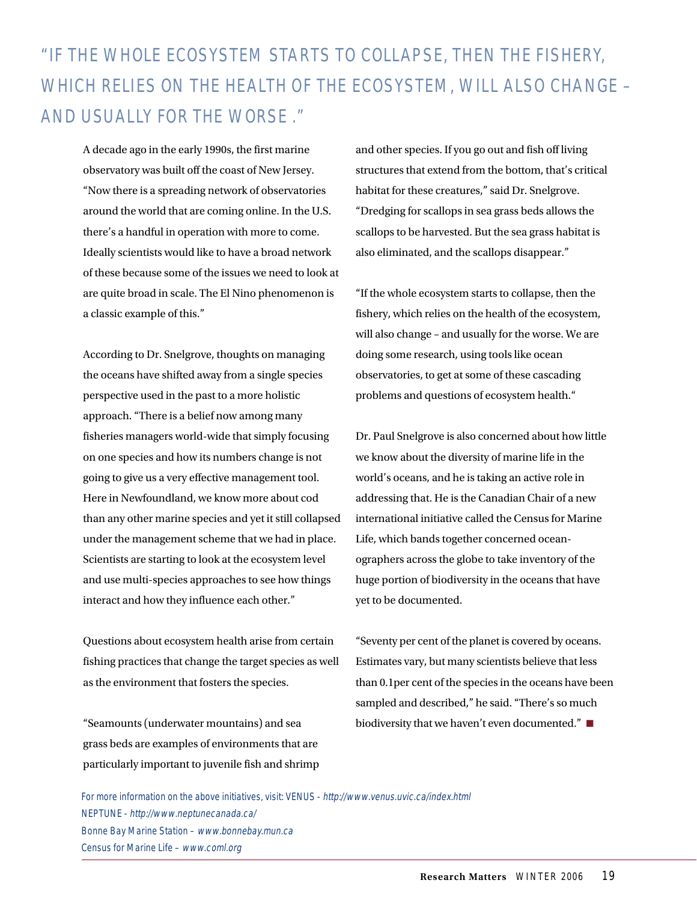> "IF THE WHOLE ECOSYSTEM STARTS TO COLLAPSE, THEN THE FISHERY, WHICH RELIES ON THE HEALTH OF THE ECOSYSTEM, WILL ALSO CHANGE – AND USUALLY FOR THE WORSE."

A decade ago in the early 1990s, the first marine observatory was built off the coast of New Jersey. "Now there is a spreading network of observatories around the world that are coming online. In the U.S. there's a handful in operation with more to come. Ideally scientists would like to have a broad network of these because some of the issues we need to look at are quite broad in scale. The El Nino phenomenon is a classic example of this."

According to Dr. Snelgrove, thoughts on managing the oceans have shifted away from a single species perspective used in the past to a more holistic approach. "There is a belief now among many fisheries managers world-wide that simply focusing on one species and how its numbers change is not going to give us a very effective management tool. Here in Newfoundland, we know more about cod than any other marine species and yet it still collapsed under the management scheme that we had in place. Scientists are starting to look at the ecosystem level and use multi-species approaches to see how things interact and how they influence each other."

Questions about ecosystem health arise from certain fishing practices that change the target species as well as the environment that fosters the species.

"Seamounts (underwater mountains) and sea grass beds are examples of environments that are particularly important to juvenile fish and shrimp and other species. If you go out and fish off living structures that extend from the bottom, that's critical habitat for these creatures," said Dr. Snelgrove. "Dredging for scallops in sea grass beds allows the scallops to be harvested. But the sea grass habitat is also eliminated, and the scallops disappear."

"If the whole ecosystem starts to collapse, then the fishery, which relies on the health of the ecosystem, will also change – and usually for the worse. We are doing some research, using tools like ocean observatories, to get at some of these cascading problems and questions of ecosystem health."

Dr. Paul Snelgrove is also concerned about how little we know about the diversity of marine life in the world's oceans, and he is taking an active role in addressing that. He is the Canadian Chair of a new international initiative called the Census for Marine Life, which bands together concerned oceanographers across the globe to take inventory of the huge portion of biodiversity in the oceans that have yet to be documented.

"Seventy per cent of the planet is covered by oceans. Estimates vary, but many scientists believe that less than 0.1per cent of the species in the oceans have been sampled and described," he said. "There's so much biodiversity that we haven't even documented." ■

For more information on the above initiatives, visit: VENUS - *http://www.venus.uvic.ca/index.html*
NEPTUNE - *http://www.neptunecanada.ca/*
Bonne Bay Marine Station – *www.bonnebay.mun.ca*
Census for Marine Life – *www.coml.org*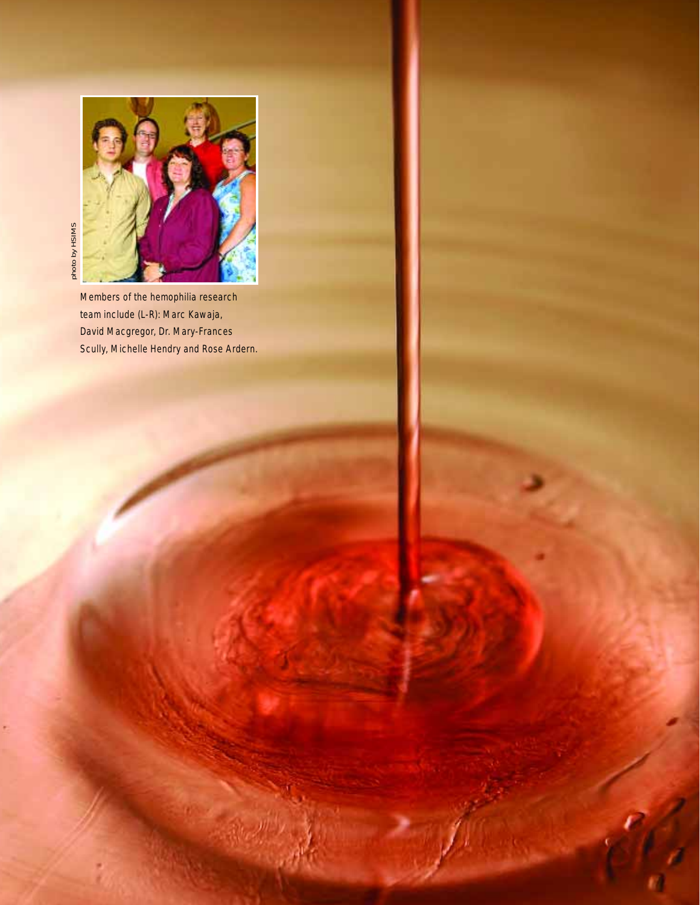photo by HSIMS

Members of the hemophilia research team include (L-R): Marc Kawaja, David Macgregor, Dr. Mary-Frances Scully, Michelle Hendry and Rose Ardern.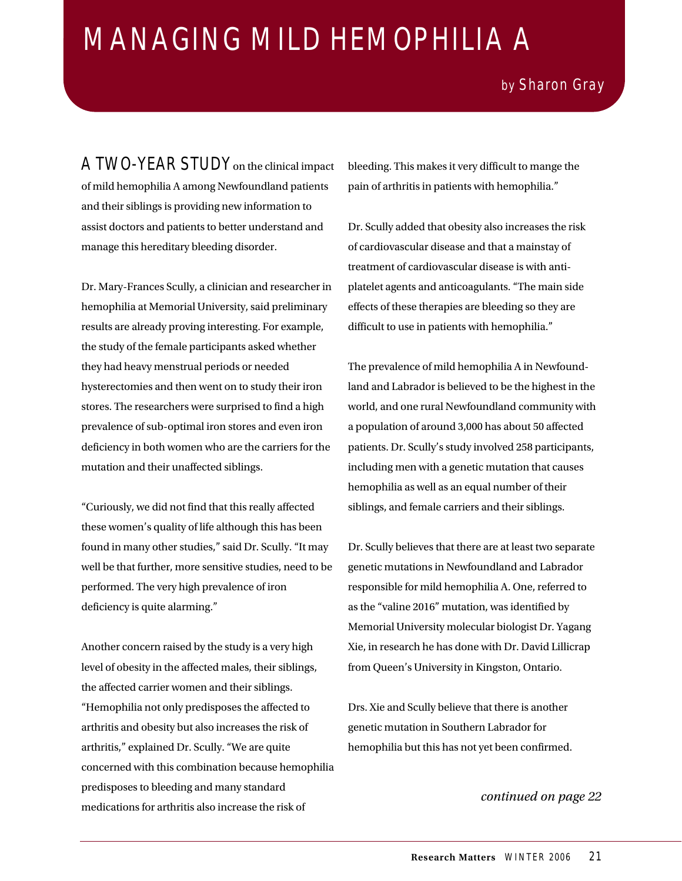# MANAGING MILD HEMOPHILIA A

by Sharon Gray

A TWO-YEAR STUDY on the clinical impact of mild hemophilia A among Newfoundland patients and their siblings is providing new information to assist doctors and patients to better understand and manage this hereditary bleeding disorder.

Dr. Mary-Frances Scully, a clinician and researcher in hemophilia at Memorial University, said preliminary results are already proving interesting. For example, the study of the female participants asked whether they had heavy menstrual periods or needed hysterectomies and then went on to study their iron stores. The researchers were surprised to find a high prevalence of sub-optimal iron stores and even iron deficiency in both women who are the carriers for the mutation and their unaffected siblings.

"Curiously, we did not find that this really affected these women's quality of life although this has been found in many other studies," said Dr. Scully. "It may well be that further, more sensitive studies, need to be performed. The very high prevalence of iron deficiency is quite alarming."

Another concern raised by the study is a very high level of obesity in the affected males, their siblings, the affected carrier women and their siblings. "Hemophilia not only predisposes the affected to arthritis and obesity but also increases the risk of arthritis," explained Dr. Scully. "We are quite concerned with this combination because hemophilia predisposes to bleeding and many standard medications for arthritis also increase the risk of bleeding. This makes it very difficult to mange the pain of arthritis in patients with hemophilia."

Dr. Scully added that obesity also increases the risk of cardiovascular disease and that a mainstay of treatment of cardiovascular disease is with anti-platelet agents and anticoagulants. "The main side effects of these therapies are bleeding so they are difficult to use in patients with hemophilia."

The prevalence of mild hemophilia A in Newfoundland and Labrador is believed to be the highest in the world, and one rural Newfoundland community with a population of around 3,000 has about 50 affected patients. Dr. Scully's study involved 258 participants, including men with a genetic mutation that causes hemophilia as well as an equal number of their siblings, and female carriers and their siblings.

Dr. Scully believes that there are at least two separate genetic mutations in Newfoundland and Labrador responsible for mild hemophilia A. One, referred to as the "valine 2016" mutation, was identified by Memorial University molecular biologist Dr. Yagang Xie, in research he has done with Dr. David Lillicrap from Queen's University in Kingston, Ontario.

Drs. Xie and Scully believe that there is another genetic mutation in Southern Labrador for hemophilia but this has not yet been confirmed.

*continued on page 22*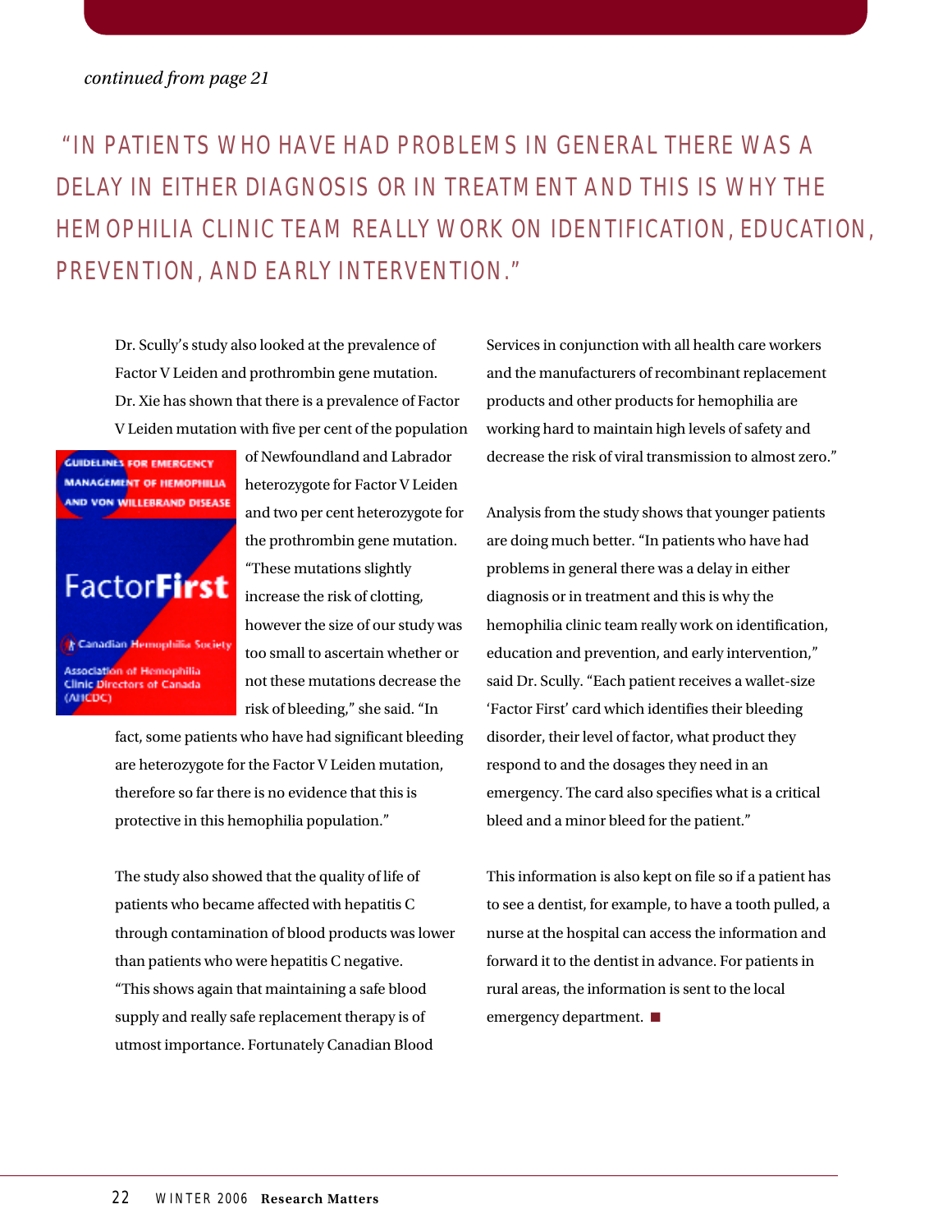*continued from page 21*

> "IN PATIENTS WHO HAVE HAD PROBLEMS IN GENERAL THERE WAS A DELAY IN EITHER DIAGNOSIS OR IN TREATMENT AND THIS IS WHY THE HEMOPHILIA CLINIC TEAM REALLY WORK ON IDENTIFICATION, EDUCATION, PREVENTION, AND EARLY INTERVENTION."

Dr. Scully's study also looked at the prevalence of Factor V Leiden and prothrombin gene mutation. Dr. Xie has shown that there is a prevalence of Factor V Leiden mutation with five per cent of the population of Newfoundland and Labrador heterozygote for Factor V Leiden and two per cent heterozygote for the prothrombin gene mutation. "These mutations slightly increase the risk of clotting, however the size of our study was too small to ascertain whether or not these mutations decrease the risk of bleeding," she said. "In fact, some patients who have had significant bleeding are heterozygote for the Factor V Leiden mutation, therefore so far there is no evidence that this is protective in this hemophilia population."

GUIDELINES FOR EMERGENCY MANAGEMENT OF HEMOPHILIA AND VON WILLEBRAND DISEASE

FactorFirst

Canadian Hemophilia Society

Association of Hemophilia Clinic Directors of Canada (AHCDC)

The study also showed that the quality of life of patients who became affected with hepatitis C through contamination of blood products was lower than patients who were hepatitis C negative. "This shows again that maintaining a safe blood supply and really safe replacement therapy is of utmost importance. Fortunately Canadian Blood Services in conjunction with all health care workers and the manufacturers of recombinant replacement products and other products for hemophilia are working hard to maintain high levels of safety and decrease the risk of viral transmission to almost zero."

Analysis from the study shows that younger patients are doing much better. "In patients who have had problems in general there was a delay in either diagnosis or in treatment and this is why the hemophilia clinic team really work on identification, education and prevention, and early intervention," said Dr. Scully. "Each patient receives a wallet-size 'Factor First' card which identifies their bleeding disorder, their level of factor, what product they respond to and the dosages they need in an emergency. The card also specifies what is a critical bleed and a minor bleed for the patient."

This information is also kept on file so if a patient has to see a dentist, for example, to have a tooth pulled, a nurse at the hospital can access the information and forward it to the dentist in advance. For patients in rural areas, the information is sent to the local emergency department. ■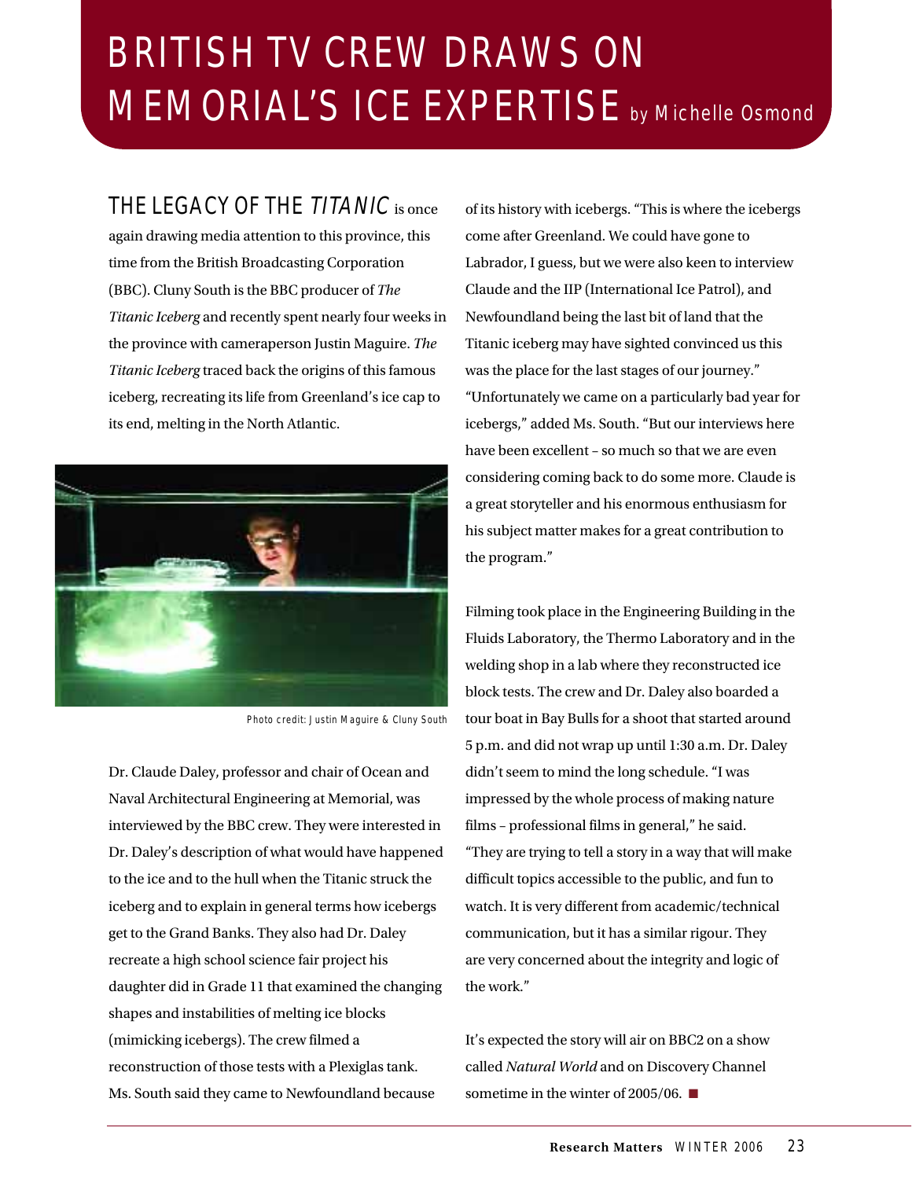# BRITISH TV CREW DRAWS ON MEMORIAL'S ICE EXPERTISE by Michelle Osmond

THE LEGACY OF THE *TITANIC* is once again drawing media attention to this province, this time from the British Broadcasting Corporation (BBC). Cluny South is the BBC producer of *The Titanic Iceberg* and recently spent nearly four weeks in the province with cameraperson Justin Maguire. *The Titanic Iceberg* traced back the origins of this famous iceberg, recreating its life from Greenland's ice cap to its end, melting in the North Atlantic.

Photo credit: Justin Maguire & Cluny South

Dr. Claude Daley, professor and chair of Ocean and Naval Architectural Engineering at Memorial, was interviewed by the BBC crew. They were interested in Dr. Daley's description of what would have happened to the ice and to the hull when the Titanic struck the iceberg and to explain in general terms how icebergs get to the Grand Banks. They also had Dr. Daley recreate a high school science fair project his daughter did in Grade 11 that examined the changing shapes and instabilities of melting ice blocks (mimicking icebergs). The crew filmed a reconstruction of those tests with a Plexiglas tank. Ms. South said they came to Newfoundland because of its history with icebergs. "This is where the icebergs come after Greenland. We could have gone to Labrador, I guess, but we were also keen to interview Claude and the IIP (International Ice Patrol), and Newfoundland being the last bit of land that the Titanic iceberg may have sighted convinced us this was the place for the last stages of our journey." "Unfortunately we came on a particularly bad year for icebergs," added Ms. South. "But our interviews here have been excellent – so much so that we are even considering coming back to do some more. Claude is a great storyteller and his enormous enthusiasm for his subject matter makes for a great contribution to the program."

Filming took place in the Engineering Building in the Fluids Laboratory, the Thermo Laboratory and in the welding shop in a lab where they reconstructed ice block tests. The crew and Dr. Daley also boarded a tour boat in Bay Bulls for a shoot that started around 5 p.m. and did not wrap up until 1:30 a.m. Dr. Daley didn't seem to mind the long schedule. "I was impressed by the whole process of making nature films – professional films in general," he said. "They are trying to tell a story in a way that will make difficult topics accessible to the public, and fun to watch. It is very different from academic/technical communication, but it has a similar rigour. They are very concerned about the integrity and logic of the work."

It's expected the story will air on BBC2 on a show called *Natural World* and on Discovery Channel sometime in the winter of 2005/06. ■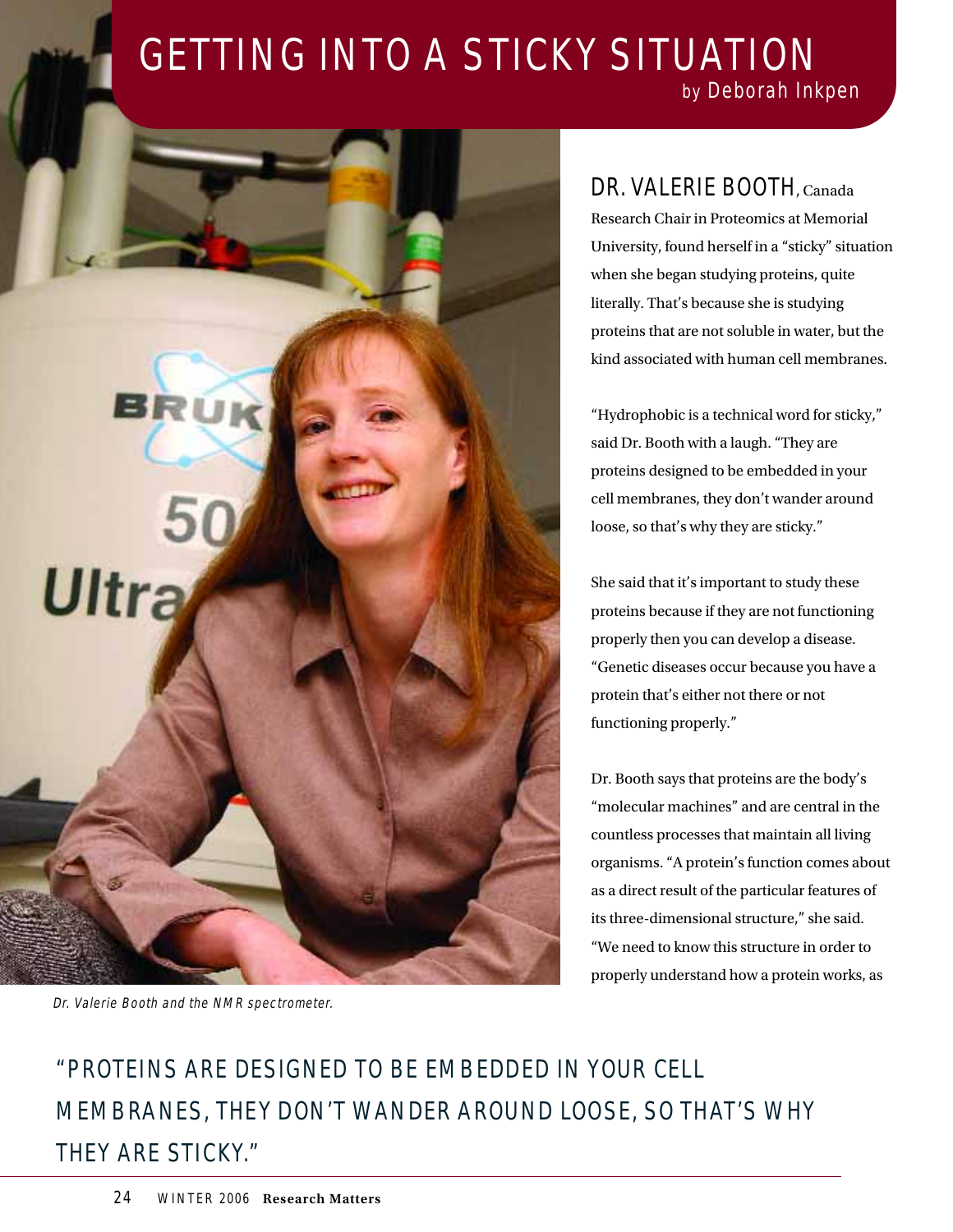# GETTING INTO A STICKY SITUATION

by Deborah Inkpen

Dr. Valerie Booth and the NMR spectrometer.

DR. VALERIE BOOTH, Canada Research Chair in Proteomics at Memorial University, found herself in a "sticky" situation when she began studying proteins, quite literally. That's because she is studying proteins that are not soluble in water, but the kind associated with human cell membranes.

"Hydrophobic is a technical word for sticky," said Dr. Booth with a laugh. "They are proteins designed to be embedded in your cell membranes, they don't wander around loose, so that's why they are sticky."

She said that it's important to study these proteins because if they are not functioning properly then you can develop a disease. "Genetic diseases occur because you have a protein that's either not there or not functioning properly."

Dr. Booth says that proteins are the body's "molecular machines" and are central in the countless processes that maintain all living organisms. "A protein's function comes about as a direct result of the particular features of its three-dimensional structure," she said. "We need to know this structure in order to properly understand how a protein works, as

"PROTEINS ARE DESIGNED TO BE EMBEDDED IN YOUR CELL MEMBRANES, THEY DON'T WANDER AROUND LOOSE, SO THAT'S WHY THEY ARE STICKY."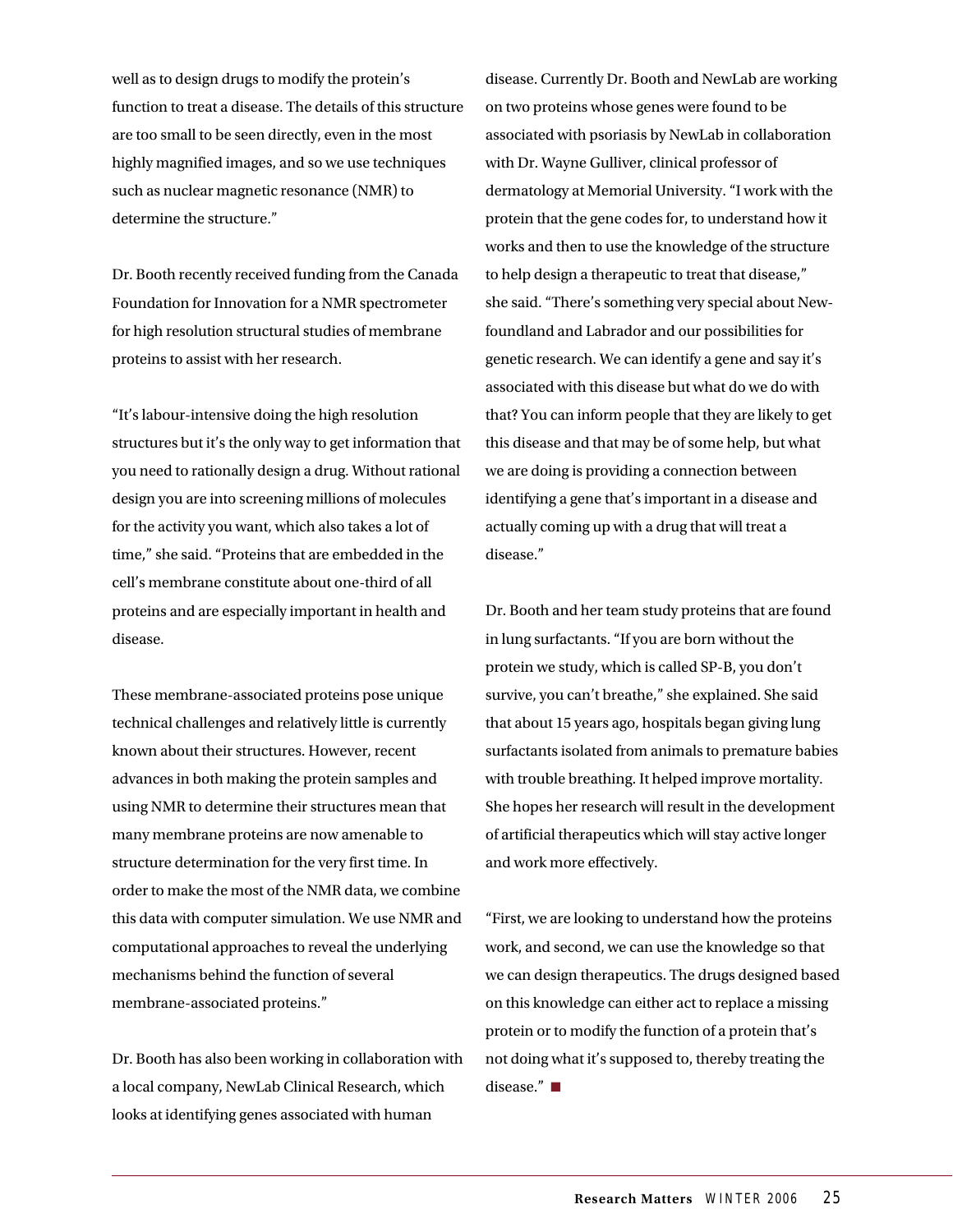well as to design drugs to modify the protein's function to treat a disease. The details of this structure are too small to be seen directly, even in the most highly magnified images, and so we use techniques such as nuclear magnetic resonance (NMR) to determine the structure."

Dr. Booth recently received funding from the Canada Foundation for Innovation for a NMR spectrometer for high resolution structural studies of membrane proteins to assist with her research.

"It's labour-intensive doing the high resolution structures but it's the only way to get information that you need to rationally design a drug. Without rational design you are into screening millions of molecules for the activity you want, which also takes a lot of time," she said. "Proteins that are embedded in the cell's membrane constitute about one-third of all proteins and are especially important in health and disease.

These membrane-associated proteins pose unique technical challenges and relatively little is currently known about their structures. However, recent advances in both making the protein samples and using NMR to determine their structures mean that many membrane proteins are now amenable to structure determination for the very first time. In order to make the most of the NMR data, we combine this data with computer simulation. We use NMR and computational approaches to reveal the underlying mechanisms behind the function of several membrane-associated proteins."

Dr. Booth has also been working in collaboration with a local company, NewLab Clinical Research, which looks at identifying genes associated with human disease. Currently Dr. Booth and NewLab are working on two proteins whose genes were found to be associated with psoriasis by NewLab in collaboration with Dr. Wayne Gulliver, clinical professor of dermatology at Memorial University. "I work with the protein that the gene codes for, to understand how it works and then to use the knowledge of the structure to help design a therapeutic to treat that disease," she said. "There's something very special about Newfoundland and Labrador and our possibilities for genetic research. We can identify a gene and say it's associated with this disease but what do we do with that? You can inform people that they are likely to get this disease and that may be of some help, but what we are doing is providing a connection between identifying a gene that's important in a disease and actually coming up with a drug that will treat a disease."

Dr. Booth and her team study proteins that are found in lung surfactants. "If you are born without the protein we study, which is called SP-B, you don't survive, you can't breathe," she explained. She said that about 15 years ago, hospitals began giving lung surfactants isolated from animals to premature babies with trouble breathing. It helped improve mortality. She hopes her research will result in the development of artificial therapeutics which will stay active longer and work more effectively.

"First, we are looking to understand how the proteins work, and second, we can use the knowledge so that we can design therapeutics. The drugs designed based on this knowledge can either act to replace a missing protein or to modify the function of a protein that's not doing what it's supposed to, thereby treating the disease." ■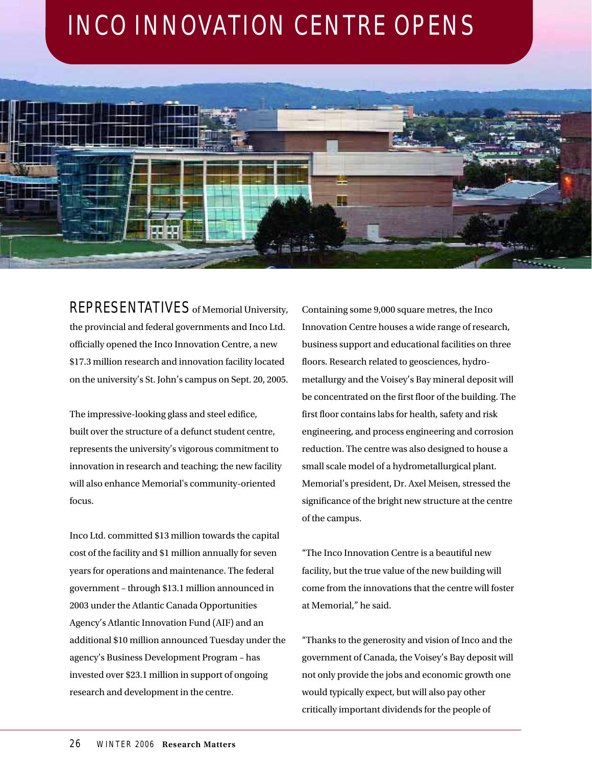# INCO INNOVATION CENTRE OPENS

REPRESENTATIVES of Memorial University, the provincial and federal governments and Inco Ltd. officially opened the Inco Innovation Centre, a new $17.3 million research and innovation facility located on the university's St. John's campus on Sept. 20, 2005.

The impressive-looking glass and steel edifice, built over the structure of a defunct student centre, represents the university's vigorous commitment to innovation in research and teaching; the new facility will also enhance Memorial's community-oriented focus.

Inco Ltd. committed $13 million towards the capital cost of the facility and $1 million annually for seven years for operations and maintenance. The federal government – through $13.1 million announced in 2003 under the Atlantic Canada Opportunities Agency's Atlantic Innovation Fund (AIF) and an additional $10 million announced Tuesday under the agency's Business Development Program – has invested over $23.1 million in support of ongoing research and development in the centre.

Containing some 9,000 square metres, the Inco Innovation Centre houses a wide range of research, business support and educational facilities on three floors. Research related to geosciences, hydrometallurgy and the Voisey's Bay mineral deposit will be concentrated on the first floor of the building. The first floor contains labs for health, safety and risk engineering, and process engineering and corrosion reduction. The centre was also designed to house a small scale model of a hydrometallurgical plant. Memorial's president, Dr. Axel Meisen, stressed the significance of the bright new structure at the centre of the campus.

"The Inco Innovation Centre is a beautiful new facility, but the true value of the new building will come from the innovations that the centre will foster at Memorial," he said.

"Thanks to the generosity and vision of Inco and the government of Canada, the Voisey's Bay deposit will not only provide the jobs and economic growth one would typically expect, but will also pay other critically important dividends for the people of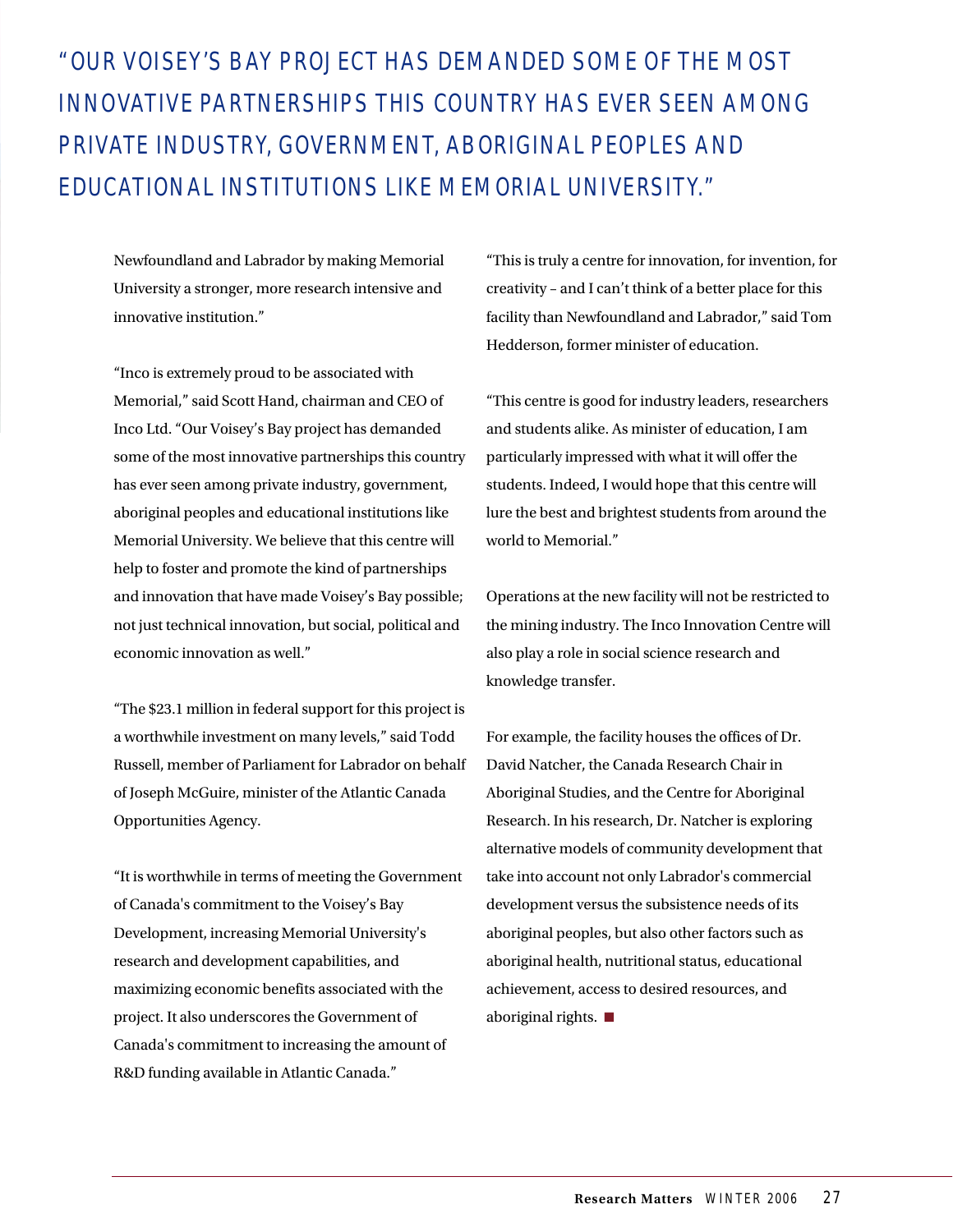"OUR VOISEY'S BAY PROJECT HAS DEMANDED SOME OF THE MOST INNOVATIVE PARTNERSHIPS THIS COUNTRY HAS EVER SEEN AMONG PRIVATE INDUSTRY, GOVERNMENT, ABORIGINAL PEOPLES AND EDUCATIONAL INSTITUTIONS LIKE MEMORIAL UNIVERSITY."

Newfoundland and Labrador by making Memorial University a stronger, more research intensive and innovative institution."

"Inco is extremely proud to be associated with Memorial," said Scott Hand, chairman and CEO of Inco Ltd. "Our Voisey's Bay project has demanded some of the most innovative partnerships this country has ever seen among private industry, government, aboriginal peoples and educational institutions like Memorial University. We believe that this centre will help to foster and promote the kind of partnerships and innovation that have made Voisey's Bay possible; not just technical innovation, but social, political and economic innovation as well."

"The $23.1 million in federal support for this project is a worthwhile investment on many levels," said Todd Russell, member of Parliament for Labrador on behalf of Joseph McGuire, minister of the Atlantic Canada Opportunities Agency.

"It is worthwhile in terms of meeting the Government of Canada's commitment to the Voisey's Bay Development, increasing Memorial University's research and development capabilities, and maximizing economic benefits associated with the project. It also underscores the Government of Canada's commitment to increasing the amount of R&D funding available in Atlantic Canada."

"This is truly a centre for innovation, for invention, for creativity – and I can't think of a better place for this facility than Newfoundland and Labrador," said Tom Hedderson, former minister of education.

"This centre is good for industry leaders, researchers and students alike. As minister of education, I am particularly impressed with what it will offer the students. Indeed, I would hope that this centre will lure the best and brightest students from around the world to Memorial."

Operations at the new facility will not be restricted to the mining industry. The Inco Innovation Centre will also play a role in social science research and knowledge transfer.

For example, the facility houses the offices of Dr. David Natcher, the Canada Research Chair in Aboriginal Studies, and the Centre for Aboriginal Research. In his research, Dr. Natcher is exploring alternative models of community development that take into account not only Labrador's commercial development versus the subsistence needs of its aboriginal peoples, but also other factors such as aboriginal health, nutritional status, educational achievement, access to desired resources, and aboriginal rights. ■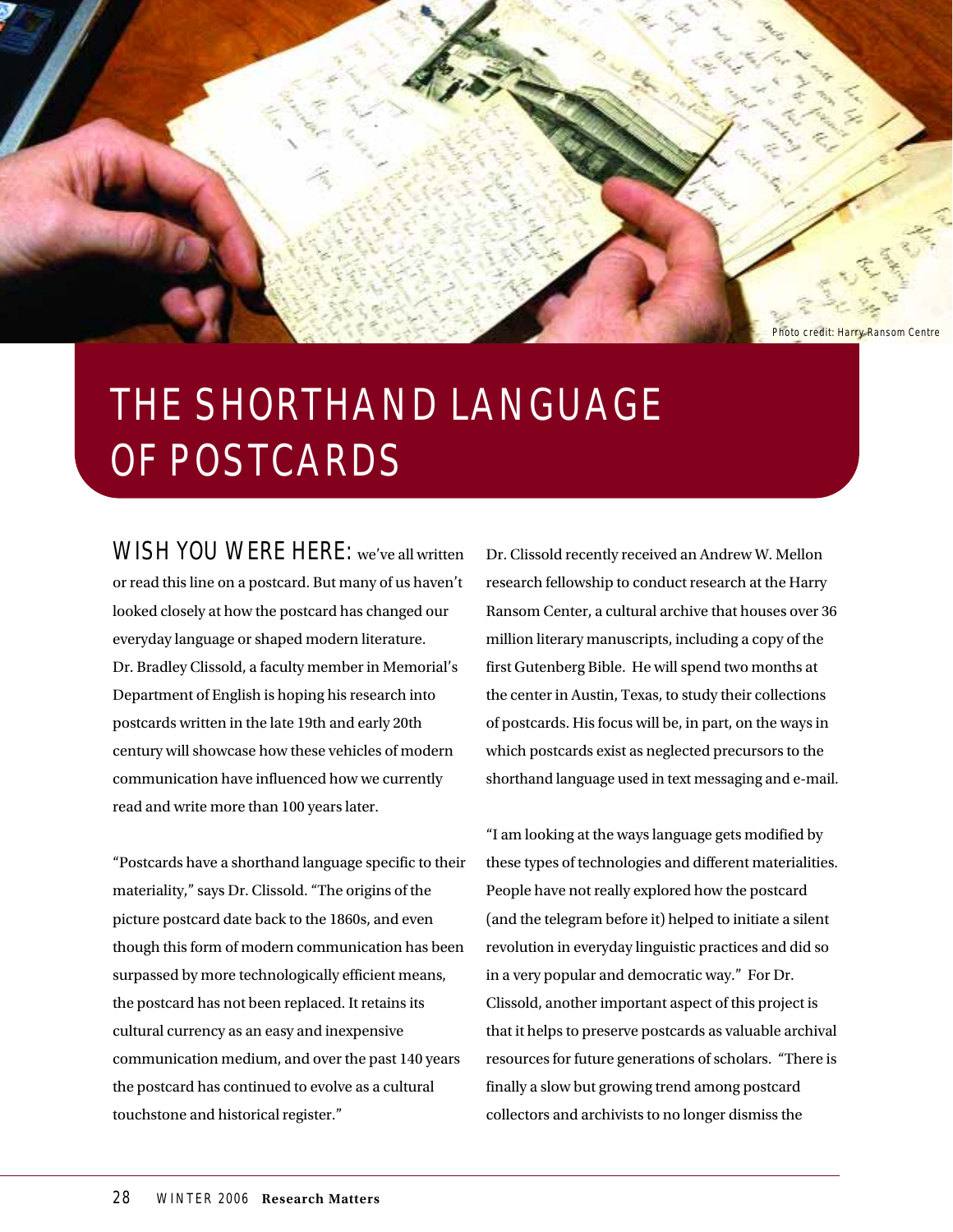Photo credit: Harry Ransom Centre

# THE SHORTHAND LANGUAGE OF POSTCARDS

WISH YOU WERE HERE: we've all written or read this line on a postcard. But many of us haven't looked closely at how the postcard has changed our everyday language or shaped modern literature. Dr. Bradley Clissold, a faculty member in Memorial's Department of English is hoping his research into postcards written in the late 19th and early 20th century will showcase how these vehicles of modern communication have influenced how we currently read and write more than 100 years later.

"Postcards have a shorthand language specific to their materiality," says Dr. Clissold. "The origins of the picture postcard date back to the 1860s, and even though this form of modern communication has been surpassed by more technologically efficient means, the postcard has not been replaced. It retains its cultural currency as an easy and inexpensive communication medium, and over the past 140 years the postcard has continued to evolve as a cultural touchstone and historical register."

Dr. Clissold recently received an Andrew W. Mellon research fellowship to conduct research at the Harry Ransom Center, a cultural archive that houses over 36 million literary manuscripts, including a copy of the first Gutenberg Bible. He will spend two months at the center in Austin, Texas, to study their collections of postcards. His focus will be, in part, on the ways in which postcards exist as neglected precursors to the shorthand language used in text messaging and e-mail.

"I am looking at the ways language gets modified by these types of technologies and different materialities. People have not really explored how the postcard (and the telegram before it) helped to initiate a silent revolution in everyday linguistic practices and did so in a very popular and democratic way." For Dr. Clissold, another important aspect of this project is that it helps to preserve postcards as valuable archival resources for future generations of scholars. "There is finally a slow but growing trend among postcard collectors and archivists to no longer dismiss the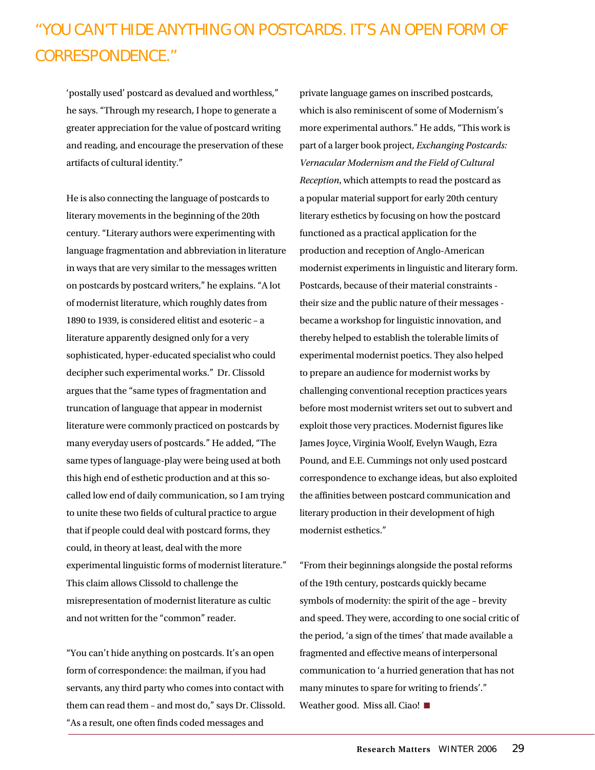## "YOU CAN'T HIDE ANYTHING ON POSTCARDS. IT'S AN OPEN FORM OF CORRESPONDENCE."

'postally used' postcard as devalued and worthless," he says. "Through my research, I hope to generate a greater appreciation for the value of postcard writing and reading, and encourage the preservation of these artifacts of cultural identity."

He is also connecting the language of postcards to literary movements in the beginning of the 20th century. "Literary authors were experimenting with language fragmentation and abbreviation in literature in ways that are very similar to the messages written on postcards by postcard writers," he explains. "A lot of modernist literature, which roughly dates from 1890 to 1939, is considered elitist and esoteric – a literature apparently designed only for a very sophisticated, hyper-educated specialist who could decipher such experimental works." Dr. Clissold argues that the "same types of fragmentation and truncation of language that appear in modernist literature were commonly practiced on postcards by many everyday users of postcards." He added, "The same types of language-play were being used at both this high end of esthetic production and at this so-called low end of daily communication, so I am trying to unite these two fields of cultural practice to argue that if people could deal with postcard forms, they could, in theory at least, deal with the more experimental linguistic forms of modernist literature." This claim allows Clissold to challenge the misrepresentation of modernist literature as cultic and not written for the "common" reader.

"You can't hide anything on postcards. It's an open form of correspondence: the mailman, if you had servants, any third party who comes into contact with them can read them – and most do," says Dr. Clissold. "As a result, one often finds coded messages and private language games on inscribed postcards, which is also reminiscent of some of Modernism's more experimental authors." He adds, "This work is part of a larger book project, *Exchanging Postcards: Vernacular Modernism and the Field of Cultural Reception*, which attempts to read the postcard as a popular material support for early 20th century literary esthetics by focusing on how the postcard functioned as a practical application for the production and reception of Anglo-American modernist experiments in linguistic and literary form. Postcards, because of their material constraints - their size and the public nature of their messages - became a workshop for linguistic innovation, and thereby helped to establish the tolerable limits of experimental modernist poetics. They also helped to prepare an audience for modernist works by challenging conventional reception practices years before most modernist writers set out to subvert and exploit those very practices. Modernist figures like James Joyce, Virginia Woolf, Evelyn Waugh, Ezra Pound, and E.E. Cummings not only used postcard correspondence to exchange ideas, but also exploited the affinities between postcard communication and literary production in their development of high modernist esthetics."

"From their beginnings alongside the postal reforms of the 19th century, postcards quickly became symbols of modernity: the spirit of the age – brevity and speed. They were, according to one social critic of the period, 'a sign of the times' that made available a fragmented and effective means of interpersonal communication to 'a hurried generation that has not many minutes to spare for writing to friends'." Weather good. Miss all. Ciao! ■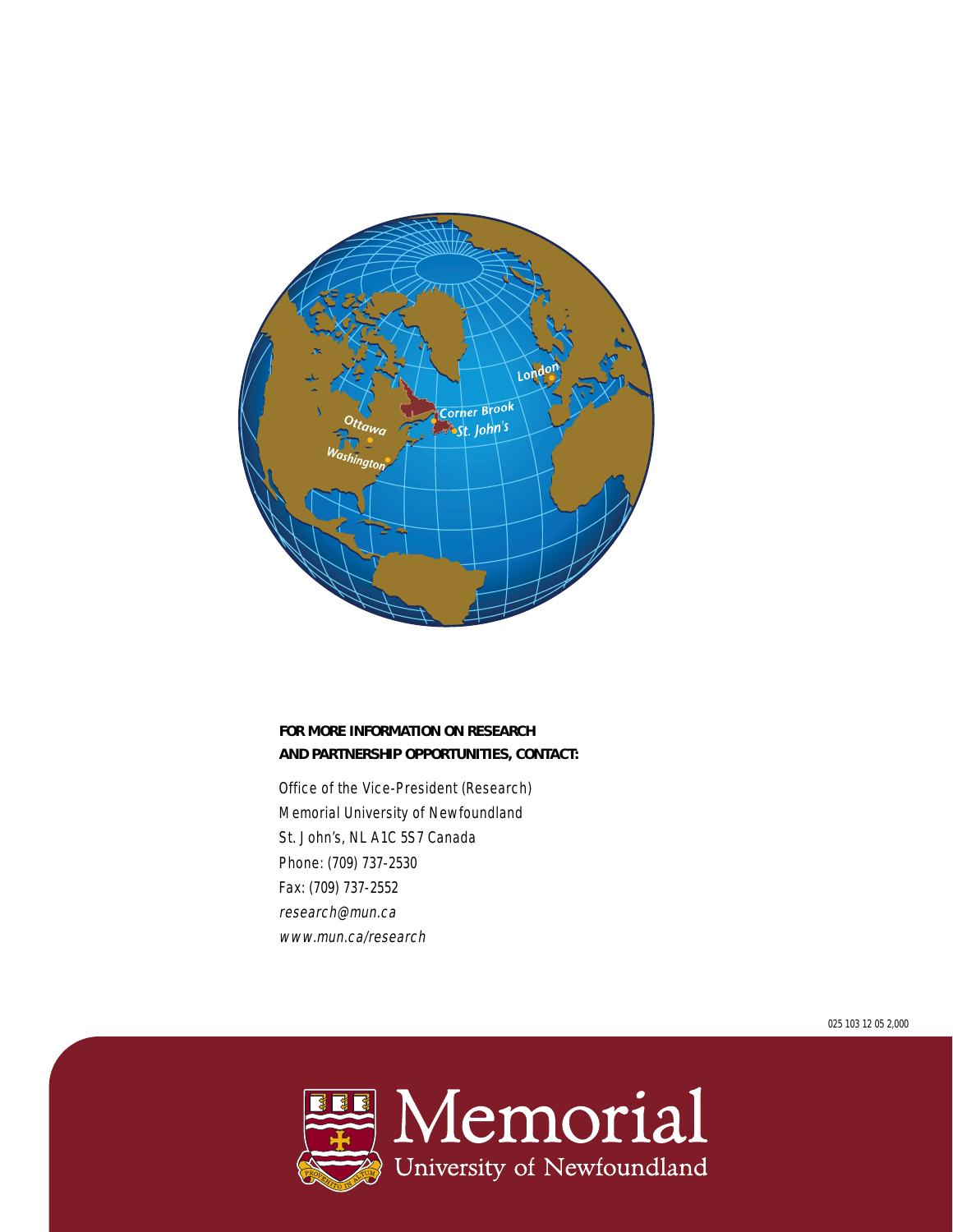Ottawa

Washington

Corner Brook

St. John's

London

**FOR MORE INFORMATION ON RESEARCH AND PARTNERSHIP OPPORTUNITIES, CONTACT:**

Office of the Vice-President (Research)
Memorial University of Newfoundland
St. John's, NL A1C 5S7 Canada
Phone: (709) 737-2530
Fax: (709) 737-2552
*research@mun.ca*
*www.mun.ca/research*

025 103 12 05 2,000

Memorial
University of Newfoundland